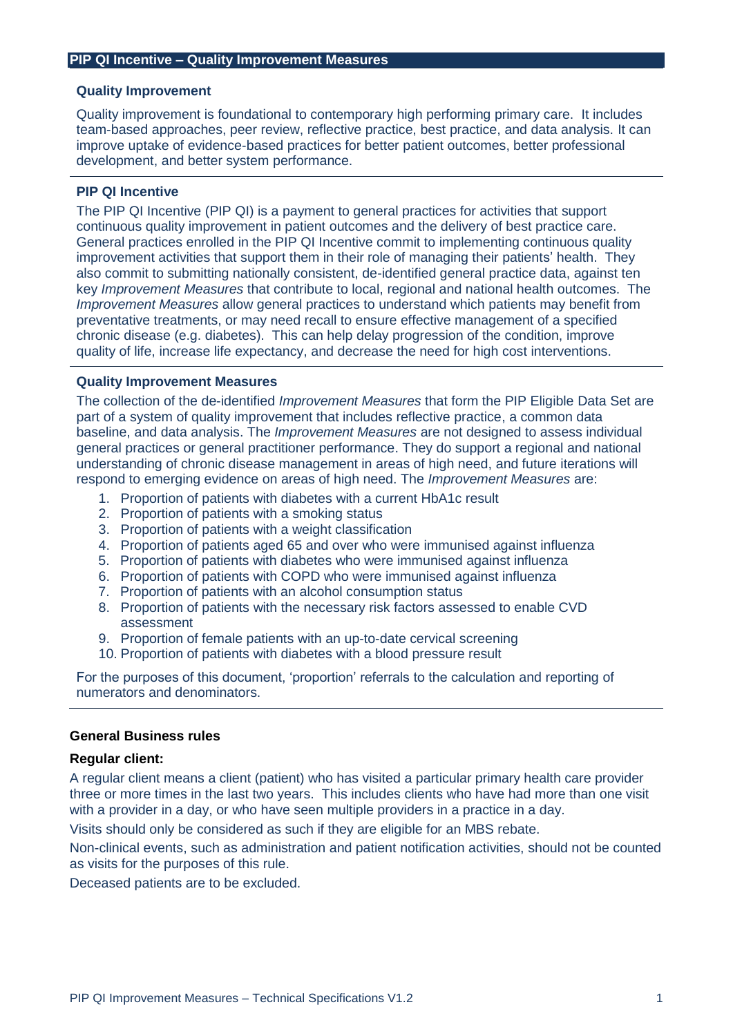# PIP QI Incentive – Quality Improvement Measures

## Quality Improvement

Quality improvement is foundational to contemporary high performing primary care. It includes team-based approaches, peer review, reflective practice, best practice, and data analysis. It can improve uptake of evidence-based practices for better patient outcomes, better professional development, and better system performance.

## PIP QI Incentive

The PIP QI Incentive (PIP QI) is a payment to general practices for activities that support continuous quality improvement in patient outcomes and the delivery of best practice care. General practices enrolled in the PIP QI Incentive commit to implementing continuous quality improvement activities that support them in their role of managing their patients' health. They also commit to submitting nationally consistent, de-identified general practice data, against ten key *Improvement Measures* that contribute to local, regional and national health outcomes. The *Improvement Measures* allow general practices to understand which patients may benefit from preventative treatments, or may need recall to ensure effective management of a specified chronic disease (e.g. diabetes). This can help delay progression of the condition, improve quality of life, increase life expectancy, and decrease the need for high cost interventions.

## Quality Improvement Measures

The collection of the de-identified *Improvement Measures* that form the PIP Eligible Data Set are part of a system of quality improvement that includes reflective practice, a common data baseline, and data analysis. The *Improvement Measures* are not designed to assess individual general practices or general practitioner performance. They do support a regional and national understanding of chronic disease management in areas of high need, and future iterations will respond to emerging evidence on areas of high need. The *Improvement Measures* are:

1. Proportion of patients with diabetes with a current HbA1c result
2. Proportion of patients with a smoking status
3. Proportion of patients with a weight classification
4. Proportion of patients aged 65 and over who were immunised against influenza
5. Proportion of patients with diabetes who were immunised against influenza
6. Proportion of patients with COPD who were immunised against influenza
7. Proportion of patients with an alcohol consumption status
8. Proportion of patients with the necessary risk factors assessed to enable CVD assessment
9. Proportion of female patients with an up-to-date cervical screening
10. Proportion of patients with diabetes with a blood pressure result

For the purposes of this document, 'proportion' referrals to the calculation and reporting of numerators and denominators.

## General Business rules

### Regular client:

A regular client means a client (patient) who has visited a particular primary health care provider three or more times in the last two years. This includes clients who have had more than one visit with a provider in a day, or who have seen multiple providers in a practice in a day.

Visits should only be considered as such if they are eligible for an MBS rebate.

Non-clinical events, such as administration and patient notification activities, should not be counted as visits for the purposes of this rule.

Deceased patients are to be excluded.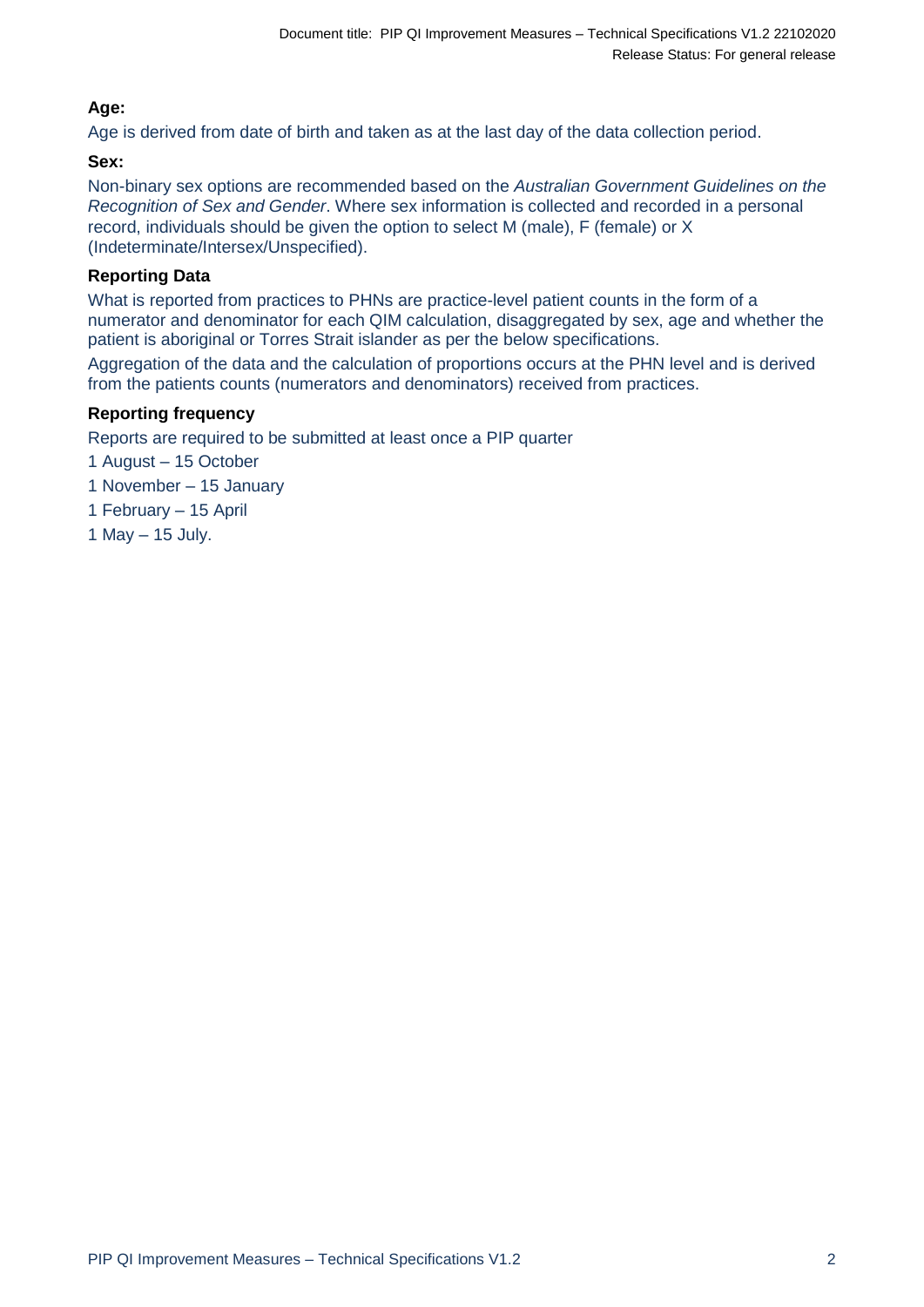**Age:**

Age is derived from date of birth and taken as at the last day of the data collection period.

**Sex:**

Non-binary sex options are recommended based on the *Australian Government Guidelines on the Recognition of Sex and Gender*. Where sex information is collected and recorded in a personal record, individuals should be given the option to select M (male), F (female) or X (Indeterminate/Intersex/Unspecified).

**Reporting Data**

What is reported from practices to PHNs are practice-level patient counts in the form of a numerator and denominator for each QIM calculation, disaggregated by sex, age and whether the patient is aboriginal or Torres Strait islander as per the below specifications.

Aggregation of the data and the calculation of proportions occurs at the PHN level and is derived from the patients counts (numerators and denominators) received from practices.

**Reporting frequency**

Reports are required to be submitted at least once a PIP quarter

1 August – 15 October

1 November – 15 January

1 February – 15 April

1 May – 15 July.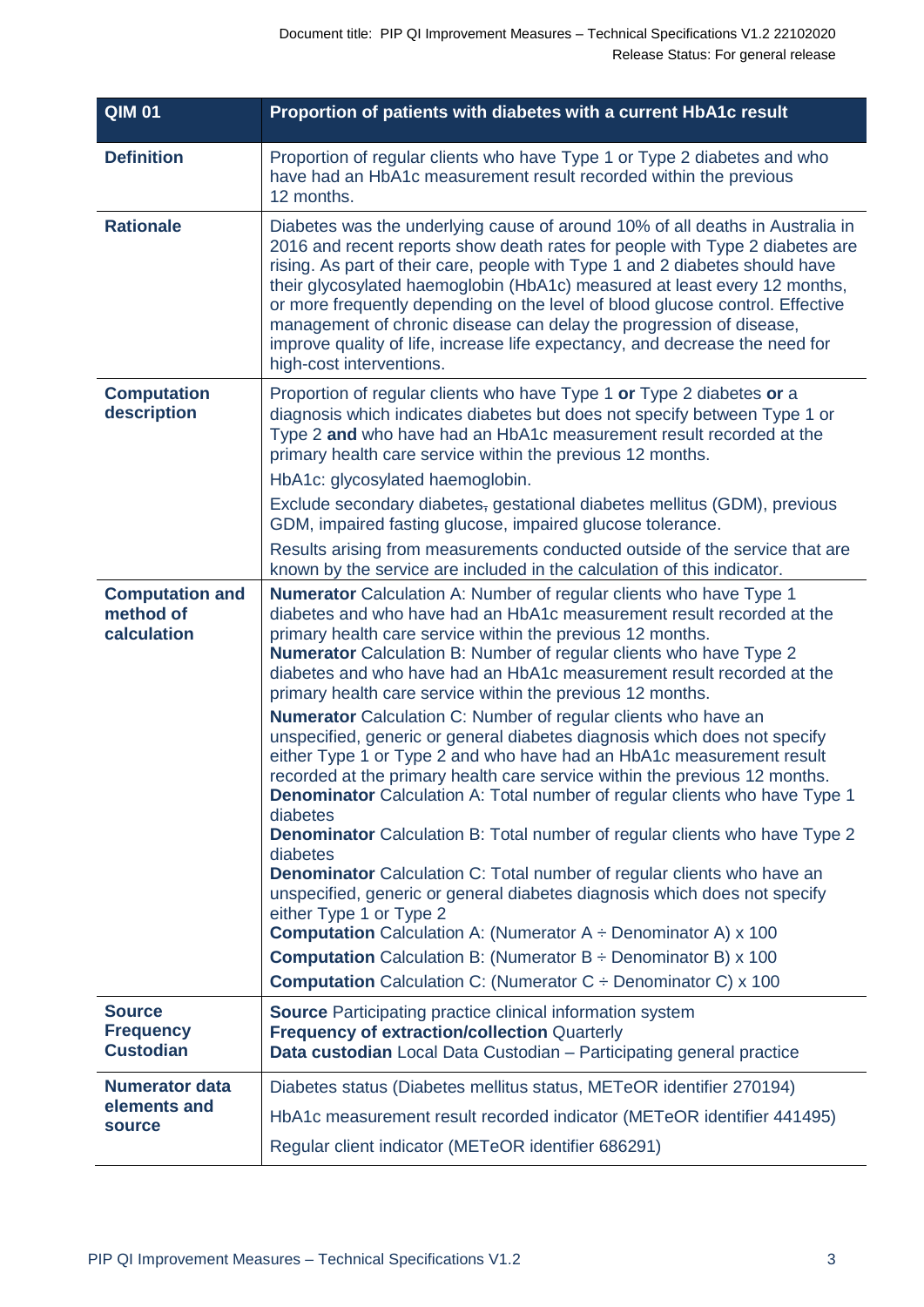| QIM 01 | Proportion of patients with diabetes with a current HbA1c result |
|---|---|
| **Definition** | Proportion of regular clients who have Type 1 or Type 2 diabetes and who have had an HbA1c measurement result recorded within the previous 12 months. |
| **Rationale** | Diabetes was the underlying cause of around 10% of all deaths in Australia in 2016 and recent reports show death rates for people with Type 2 diabetes are rising. As part of their care, people with Type 1 and 2 diabetes should have their glycosylated haemoglobin (HbA1c) measured at least every 12 months, or more frequently depending on the level of blood glucose control. Effective management of chronic disease can delay the progression of disease, improve quality of life, increase life expectancy, and decrease the need for high-cost interventions. |
| **Computation description** | Proportion of regular clients who have Type 1 **or** Type 2 diabetes **or** a diagnosis which indicates diabetes but does not specify between Type 1 or Type 2 **and** who have had an HbA1c measurement result recorded at the primary health care service within the previous 12 months.<br><br>HbA1c: glycosylated haemoglobin.<br><br>Exclude secondary diabetes, gestational diabetes mellitus (GDM), previous GDM, impaired fasting glucose, impaired glucose tolerance.<br><br>Results arising from measurements conducted outside of the service that are known by the service are included in the calculation of this indicator. |
| **Computation and method of calculation** | **Numerator** Calculation A: Number of regular clients who have Type 1 diabetes and who have had an HbA1c measurement result recorded at the primary health care service within the previous 12 months.<br>**Numerator** Calculation B: Number of regular clients who have Type 2 diabetes and who have had an HbA1c measurement result recorded at the primary health care service within the previous 12 months.<br><br>**Numerator** Calculation C: Number of regular clients who have an unspecified, generic or general diabetes diagnosis which does not specify either Type 1 or Type 2 and who have had an HbA1c measurement result recorded at the primary health care service within the previous 12 months.<br>**Denominator** Calculation A: Total number of regular clients who have Type 1 diabetes<br>**Denominator** Calculation B: Total number of regular clients who have Type 2 diabetes<br>**Denominator** Calculation C: Total number of regular clients who have an unspecified, generic or general diabetes diagnosis which does not specify either Type 1 or Type 2<br>**Computation** Calculation A: (Numerator A ÷ Denominator A) x 100<br>**Computation** Calculation B: (Numerator B ÷ Denominator B) x 100<br>**Computation** Calculation C: (Numerator C ÷ Denominator C) x 100 |
| **Source Frequency Custodian** | **Source** Participating practice clinical information system<br>**Frequency of extraction/collection** Quarterly<br>**Data custodian** Local Data Custodian – Participating general practice |
| **Numerator data elements and source** | Diabetes status (Diabetes mellitus status, METeOR identifier 270194)<br><br>HbA1c measurement result recorded indicator (METeOR identifier 441495)<br><br>Regular client indicator (METeOR identifier 686291) |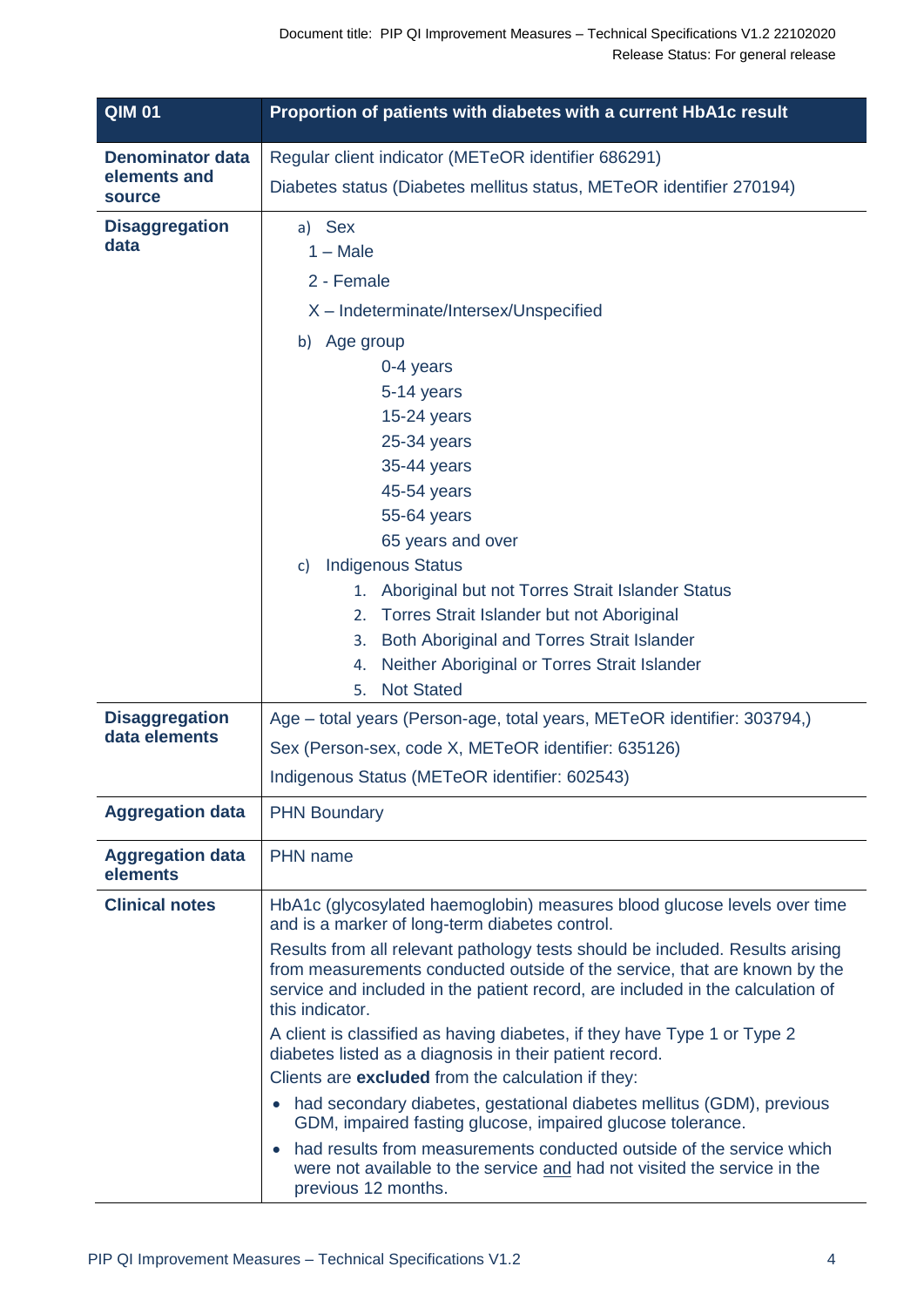| QIM 01 | Proportion of patients with diabetes with a current HbA1c result |
|---|---|
| **Denominator data elements and source** | Regular client indicator (METeOR identifier 686291)<br>Diabetes status (Diabetes mellitus status, METeOR identifier 270194) |
| **Disaggregation data** | a) Sex<br>1 – Male<br>2 - Female<br>X – Indeterminate/Intersex/Unspecified<br>b) Age group<br>0-4 years<br>5-14 years<br>15-24 years<br>25-34 years<br>35-44 years<br>45-54 years<br>55-64 years<br>65 years and over<br>c) Indigenous Status<br>1. Aboriginal but not Torres Strait Islander Status<br>2. Torres Strait Islander but not Aboriginal<br>3. Both Aboriginal and Torres Strait Islander<br>4. Neither Aboriginal or Torres Strait Islander<br>5. Not Stated |
| **Disaggregation data elements** | Age – total years (Person-age, total years, METeOR identifier: 303794,)<br>Sex (Person-sex, code X, METeOR identifier: 635126)<br>Indigenous Status (METeOR identifier: 602543) |
| **Aggregation data** | PHN Boundary |
| **Aggregation data elements** | PHN name |
| **Clinical notes** | HbA1c (glycosylated haemoglobin) measures blood glucose levels over time and is a marker of long-term diabetes control.<br>Results from all relevant pathology tests should be included. Results arising from measurements conducted outside of the service, that are known by the service and included in the patient record, are included in the calculation of this indicator.<br>A client is classified as having diabetes, if they have Type 1 or Type 2 diabetes listed as a diagnosis in their patient record.<br>Clients are **excluded** from the calculation if they:<br>• had secondary diabetes, gestational diabetes mellitus (GDM), previous GDM, impaired fasting glucose, impaired glucose tolerance.<br>• had results from measurements conducted outside of the service which were not available to the service and had not visited the service in the previous 12 months. |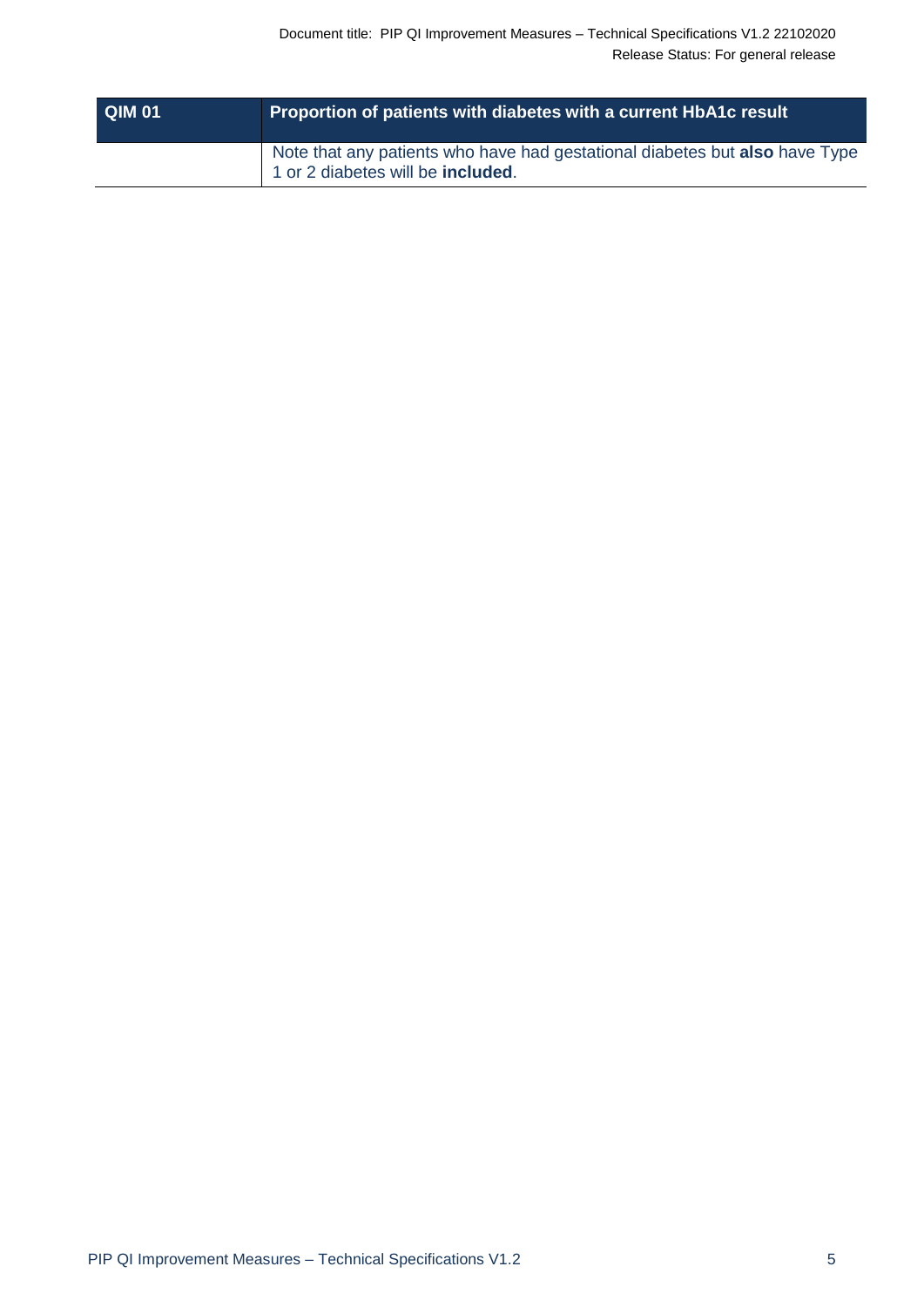| QIM 01 | Proportion of patients with diabetes with a current HbA1c result |
| --- | --- |
| | Note that any patients who have had gestational diabetes but **also** have Type 1 or 2 diabetes will be **included**. |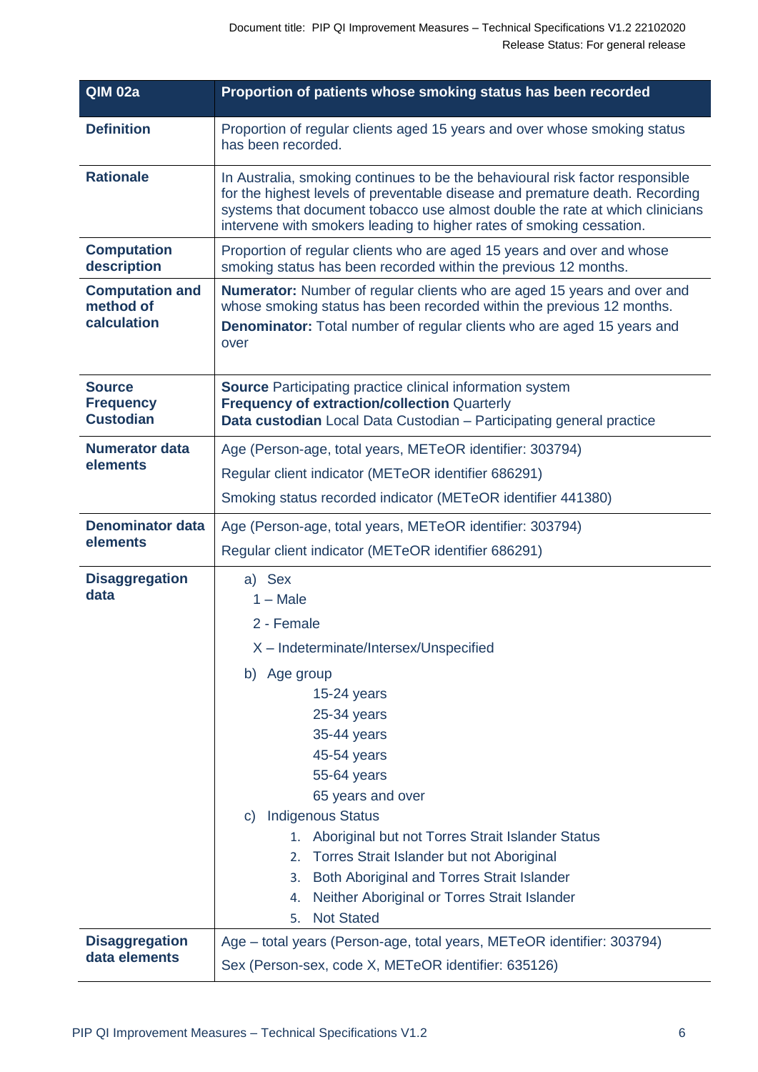| QIM 02a | Proportion of patients whose smoking status has been recorded |
|---|---|
| **Definition** | Proportion of regular clients aged 15 years and over whose smoking status has been recorded. |
| **Rationale** | In Australia, smoking continues to be the behavioural risk factor responsible for the highest levels of preventable disease and premature death. Recording systems that document tobacco use almost double the rate at which clinicians intervene with smokers leading to higher rates of smoking cessation. |
| **Computation description** | Proportion of regular clients who are aged 15 years and over and whose smoking status has been recorded within the previous 12 months. |
| **Computation and method of calculation** | **Numerator:** Number of regular clients who are aged 15 years and over and whose smoking status has been recorded within the previous 12 months.<br>**Denominator:** Total number of regular clients who are aged 15 years and over |
| **Source**<br>**Frequency**<br>**Custodian** | **Source** Participating practice clinical information system<br>**Frequency of extraction/collection** Quarterly<br>**Data custodian** Local Data Custodian – Participating general practice |
| **Numerator data elements** | Age (Person-age, total years, METeOR identifier: 303794)<br>Regular client indicator (METeOR identifier 686291)<br>Smoking status recorded indicator (METeOR identifier 441380) |
| **Denominator data elements** | Age (Person-age, total years, METeOR identifier: 303794)<br>Regular client indicator (METeOR identifier 686291) |
| **Disaggregation data** | a) Sex<br>1 – Male<br>2 - Female<br>X – Indeterminate/Intersex/Unspecified<br>b) Age group<br>15-24 years<br>25-34 years<br>35-44 years<br>45-54 years<br>55-64 years<br>65 years and over<br>c) Indigenous Status<br>1. Aboriginal but not Torres Strait Islander Status<br>2. Torres Strait Islander but not Aboriginal<br>3. Both Aboriginal and Torres Strait Islander<br>4. Neither Aboriginal or Torres Strait Islander<br>5. Not Stated |
| **Disaggregation data elements** | Age – total years (Person-age, total years, METeOR identifier: 303794)<br>Sex (Person-sex, code X, METeOR identifier: 635126) |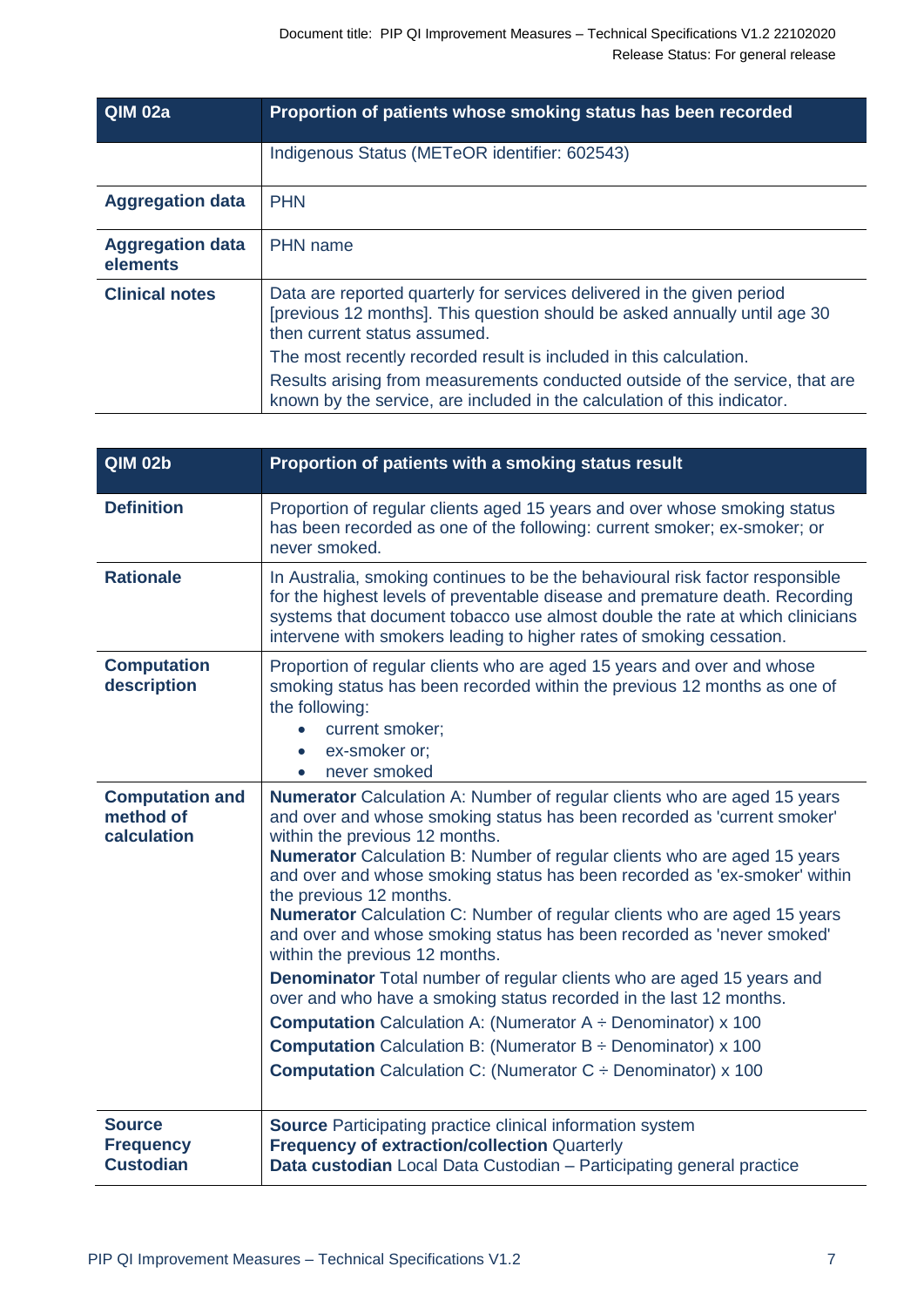| QIM 02a | Proportion of patients whose smoking status has been recorded |
|---|---|
| | Indigenous Status (METeOR identifier: 602543) |
| **Aggregation data** | PHN |
| **Aggregation data elements** | PHN name |
| **Clinical notes** | Data are reported quarterly for services delivered in the given period [previous 12 months]. This question should be asked annually until age 30 then current status assumed.<br>The most recently recorded result is included in this calculation.<br>Results arising from measurements conducted outside of the service, that are known by the service, are included in the calculation of this indicator. |

| QIM 02b | Proportion of patients with a smoking status result |
|---|---|
| **Definition** | Proportion of regular clients aged 15 years and over whose smoking status has been recorded as one of the following: current smoker; ex-smoker; or never smoked. |
| **Rationale** | In Australia, smoking continues to be the behavioural risk factor responsible for the highest levels of preventable disease and premature death. Recording systems that document tobacco use almost double the rate at which clinicians intervene with smokers leading to higher rates of smoking cessation. |
| **Computation description** | Proportion of regular clients who are aged 15 years and over and whose smoking status has been recorded within the previous 12 months as one of the following:<br>• current smoker;<br>• ex-smoker or;<br>• never smoked |
| **Computation and method of calculation** | **Numerator** Calculation A: Number of regular clients who are aged 15 years and over and whose smoking status has been recorded as 'current smoker' within the previous 12 months.<br>**Numerator** Calculation B: Number of regular clients who are aged 15 years and over and whose smoking status has been recorded as 'ex-smoker' within the previous 12 months.<br>**Numerator** Calculation C: Number of regular clients who are aged 15 years and over and whose smoking status has been recorded as 'never smoked' within the previous 12 months.<br>**Denominator** Total number of regular clients who are aged 15 years and over and who have a smoking status recorded in the last 12 months.<br>**Computation** Calculation A: (Numerator A ÷ Denominator) x 100<br>**Computation** Calculation B: (Numerator B ÷ Denominator) x 100<br>**Computation** Calculation C: (Numerator C ÷ Denominator) x 100 |
| **Source**<br>**Frequency**<br>**Custodian** | **Source** Participating practice clinical information system<br>**Frequency of extraction/collection** Quarterly<br>**Data custodian** Local Data Custodian – Participating general practice |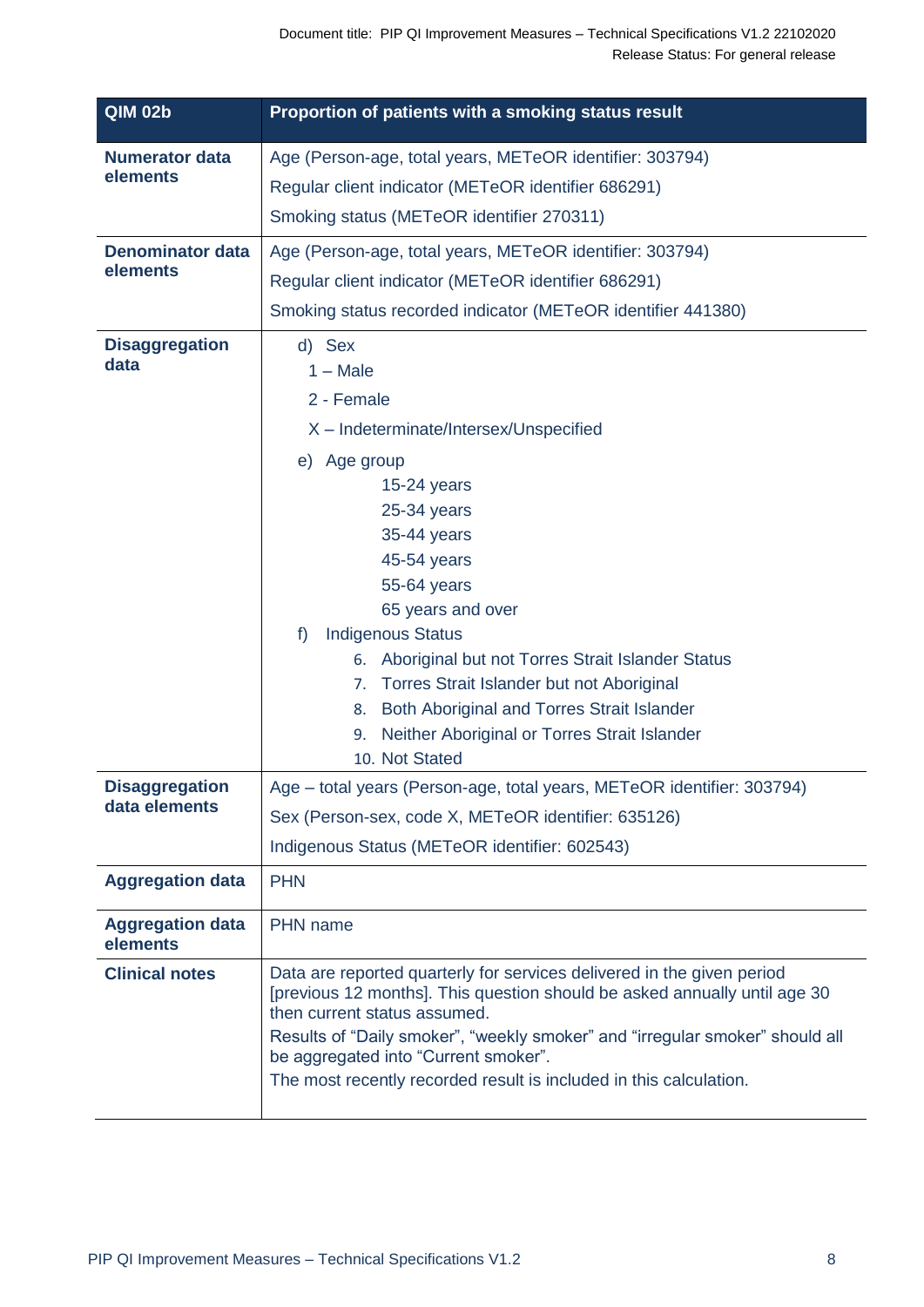| QIM 02b | Proportion of patients with a smoking status result |
|---|---|
| **Numerator data elements** | Age (Person-age, total years, METeOR identifier: 303794)<br>Regular client indicator (METeOR identifier 686291)<br>Smoking status (METeOR identifier 270311) |
| **Denominator data elements** | Age (Person-age, total years, METeOR identifier: 303794)<br>Regular client indicator (METeOR identifier 686291)<br>Smoking status recorded indicator (METeOR identifier 441380) |
| **Disaggregation data** | d) Sex<br>1 – Male<br>2 - Female<br>X – Indeterminate/Intersex/Unspecified<br>e) Age group<br>15-24 years<br>25-34 years<br>35-44 years<br>45-54 years<br>55-64 years<br>65 years and over<br>f) Indigenous Status<br>6. Aboriginal but not Torres Strait Islander Status<br>7. Torres Strait Islander but not Aboriginal<br>8. Both Aboriginal and Torres Strait Islander<br>9. Neither Aboriginal or Torres Strait Islander<br>10. Not Stated |
| **Disaggregation data elements** | Age – total years (Person-age, total years, METeOR identifier: 303794)<br>Sex (Person-sex, code X, METeOR identifier: 635126)<br>Indigenous Status (METeOR identifier: 602543) |
| **Aggregation data** | PHN |
| **Aggregation data elements** | PHN name |
| **Clinical notes** | Data are reported quarterly for services delivered in the given period [previous 12 months]. This question should be asked annually until age 30 then current status assumed.<br>Results of "Daily smoker", "weekly smoker" and "irregular smoker" should all be aggregated into "Current smoker".<br>The most recently recorded result is included in this calculation. |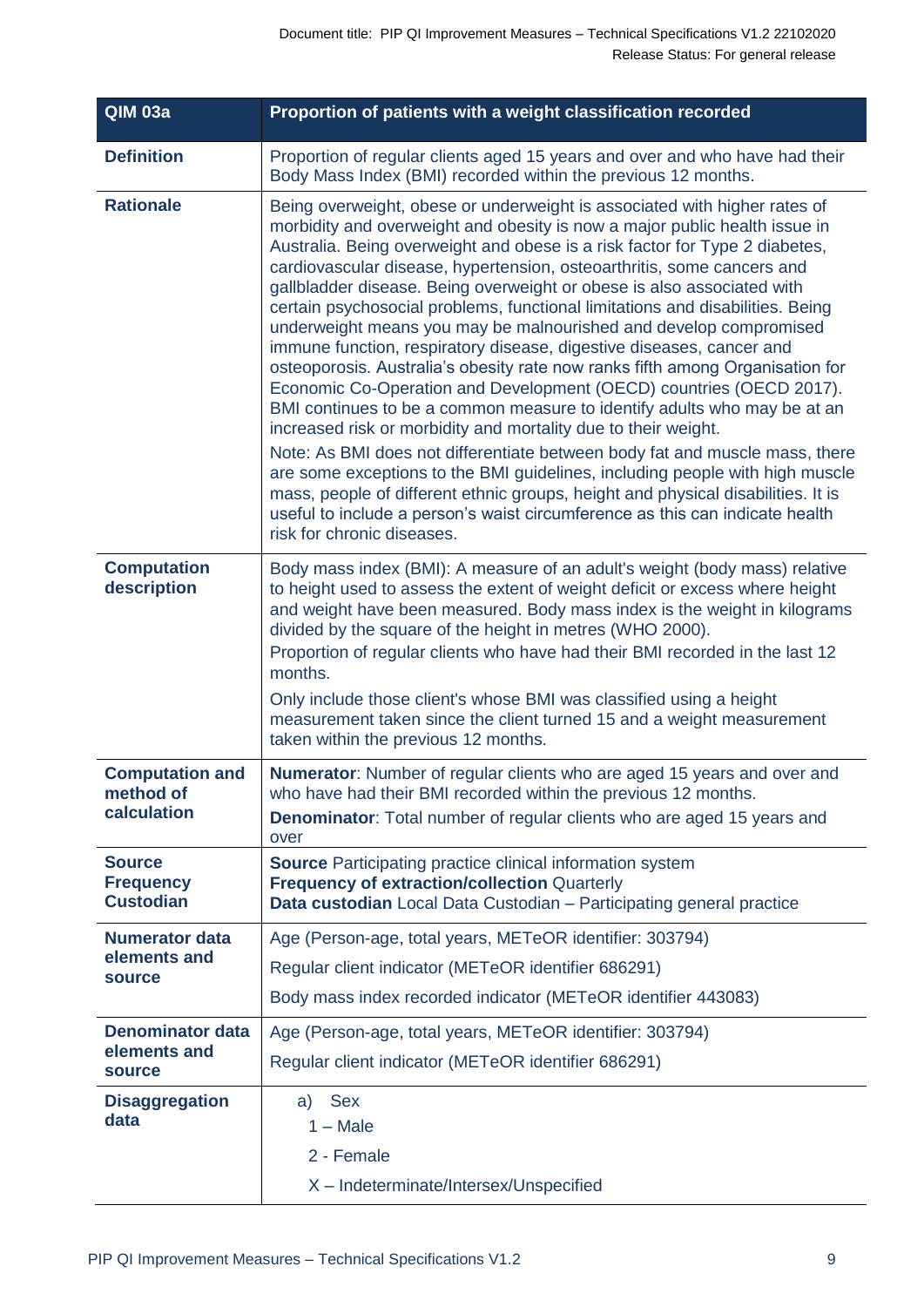| QIM 03a | Proportion of patients with a weight classification recorded |
|---|---|
| **Definition** | Proportion of regular clients aged 15 years and over and who have had their Body Mass Index (BMI) recorded within the previous 12 months. |
| **Rationale** | Being overweight, obese or underweight is associated with higher rates of morbidity and overweight and obesity is now a major public health issue in Australia. Being overweight and obese is a risk factor for Type 2 diabetes, cardiovascular disease, hypertension, osteoarthritis, some cancers and gallbladder disease. Being overweight or obese is also associated with certain psychosocial problems, functional limitations and disabilities. Being underweight means you may be malnourished and develop compromised immune function, respiratory disease, digestive diseases, cancer and osteoporosis. Australia's obesity rate now ranks fifth among Organisation for Economic Co-Operation and Development (OECD) countries (OECD 2017). BMI continues to be a common measure to identify adults who may be at an increased risk or morbidity and mortality due to their weight.<br>Note: As BMI does not differentiate between body fat and muscle mass, there are some exceptions to the BMI guidelines, including people with high muscle mass, people of different ethnic groups, height and physical disabilities. It is useful to include a person's waist circumference as this can indicate health risk for chronic diseases. |
| **Computation description** | Body mass index (BMI): A measure of an adult's weight (body mass) relative to height used to assess the extent of weight deficit or excess where height and weight have been measured. Body mass index is the weight in kilograms divided by the square of the height in metres (WHO 2000).<br>Proportion of regular clients who have had their BMI recorded in the last 12 months.<br>Only include those client's whose BMI was classified using a height measurement taken since the client turned 15 and a weight measurement taken within the previous 12 months. |
| **Computation and method of calculation** | **Numerator**: Number of regular clients who are aged 15 years and over and who have had their BMI recorded within the previous 12 months.<br>**Denominator**: Total number of regular clients who are aged 15 years and over |
| **Source Frequency Custodian** | **Source** Participating practice clinical information system<br>**Frequency of extraction/collection** Quarterly<br>**Data custodian** Local Data Custodian – Participating general practice |
| **Numerator data elements and source** | Age (Person-age, total years, METeOR identifier: 303794)<br>Regular client indicator (METeOR identifier 686291)<br>Body mass index recorded indicator (METeOR identifier 443083) |
| **Denominator data elements and source** | Age (Person-age, total years, METeOR identifier: 303794)<br>Regular client indicator (METeOR identifier 686291) |
| **Disaggregation data** | a) Sex<br>1 – Male<br>2 - Female<br>X – Indeterminate/Intersex/Unspecified |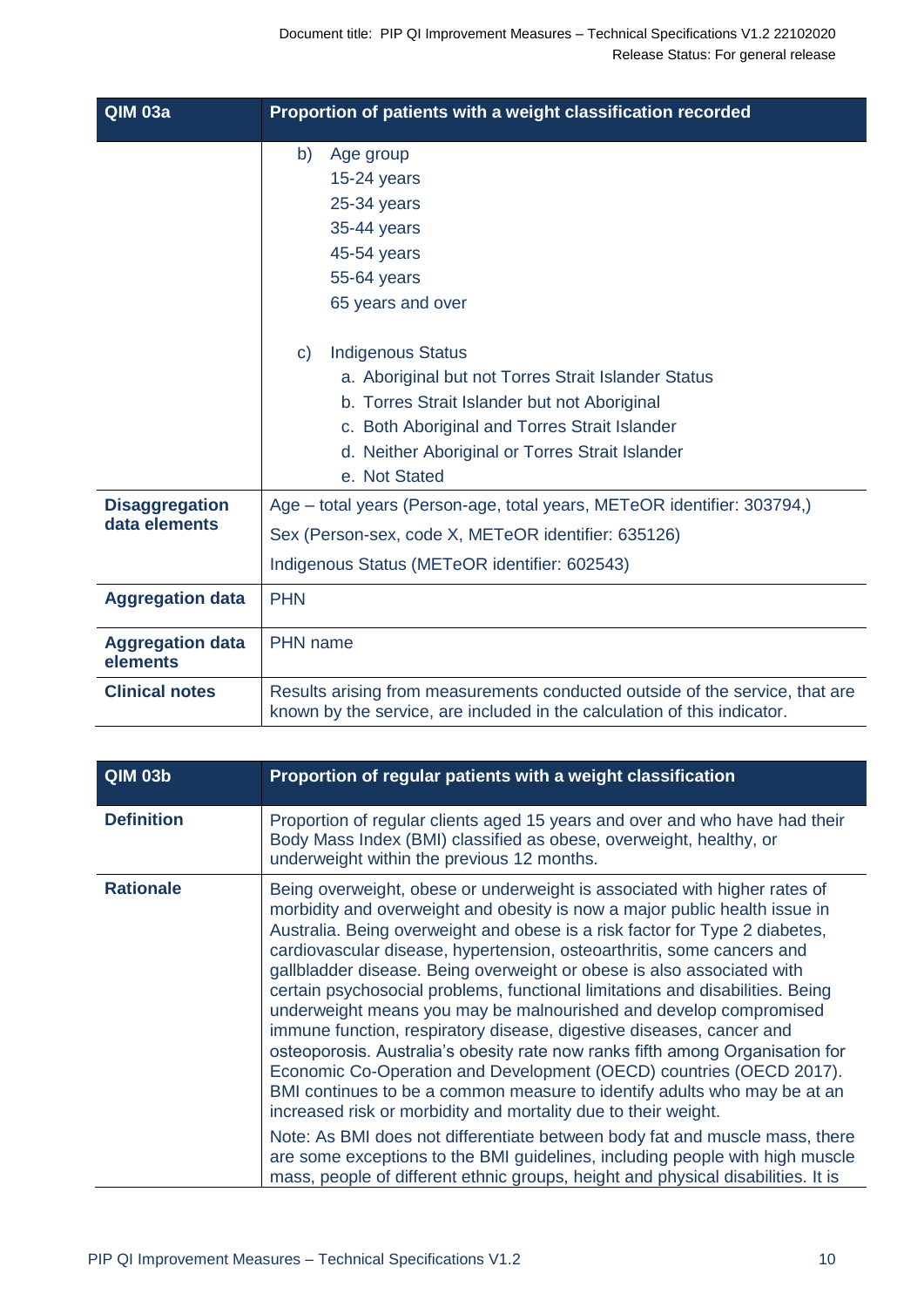| QIM 03a | Proportion of patients with a weight classification recorded |
|---|---|
| | b) Age group<br>15-24 years<br>25-34 years<br>35-44 years<br>45-54 years<br>55-64 years<br>65 years and over<br><br>c) Indigenous Status<br>a. Aboriginal but not Torres Strait Islander Status<br>b. Torres Strait Islander but not Aboriginal<br>c. Both Aboriginal and Torres Strait Islander<br>d. Neither Aboriginal or Torres Strait Islander<br>e. Not Stated |
| **Disaggregation data elements** | Age – total years (Person-age, total years, METeOR identifier: 303794,)<br>Sex (Person-sex, code X, METeOR identifier: 635126)<br>Indigenous Status (METeOR identifier: 602543) |
| **Aggregation data** | PHN |
| **Aggregation data elements** | PHN name |
| **Clinical notes** | Results arising from measurements conducted outside of the service, that are known by the service, are included in the calculation of this indicator. |

| QIM 03b | Proportion of regular patients with a weight classification |
|---|---|
| **Definition** | Proportion of regular clients aged 15 years and over and who have had their Body Mass Index (BMI) classified as obese, overweight, healthy, or underweight within the previous 12 months. |
| **Rationale** | Being overweight, obese or underweight is associated with higher rates of morbidity and overweight and obesity is now a major public health issue in Australia. Being overweight and obese is a risk factor for Type 2 diabetes, cardiovascular disease, hypertension, osteoarthritis, some cancers and gallbladder disease. Being overweight or obese is also associated with certain psychosocial problems, functional limitations and disabilities. Being underweight means you may be malnourished and develop compromised immune function, respiratory disease, digestive diseases, cancer and osteoporosis. Australia's obesity rate now ranks fifth among Organisation for Economic Co-Operation and Development (OECD) countries (OECD 2017). BMI continues to be a common measure to identify adults who may be at an increased risk or morbidity and mortality due to their weight.<br><br>Note: As BMI does not differentiate between body fat and muscle mass, there are some exceptions to the BMI guidelines, including people with high muscle mass, people of different ethnic groups, height and physical disabilities. It is |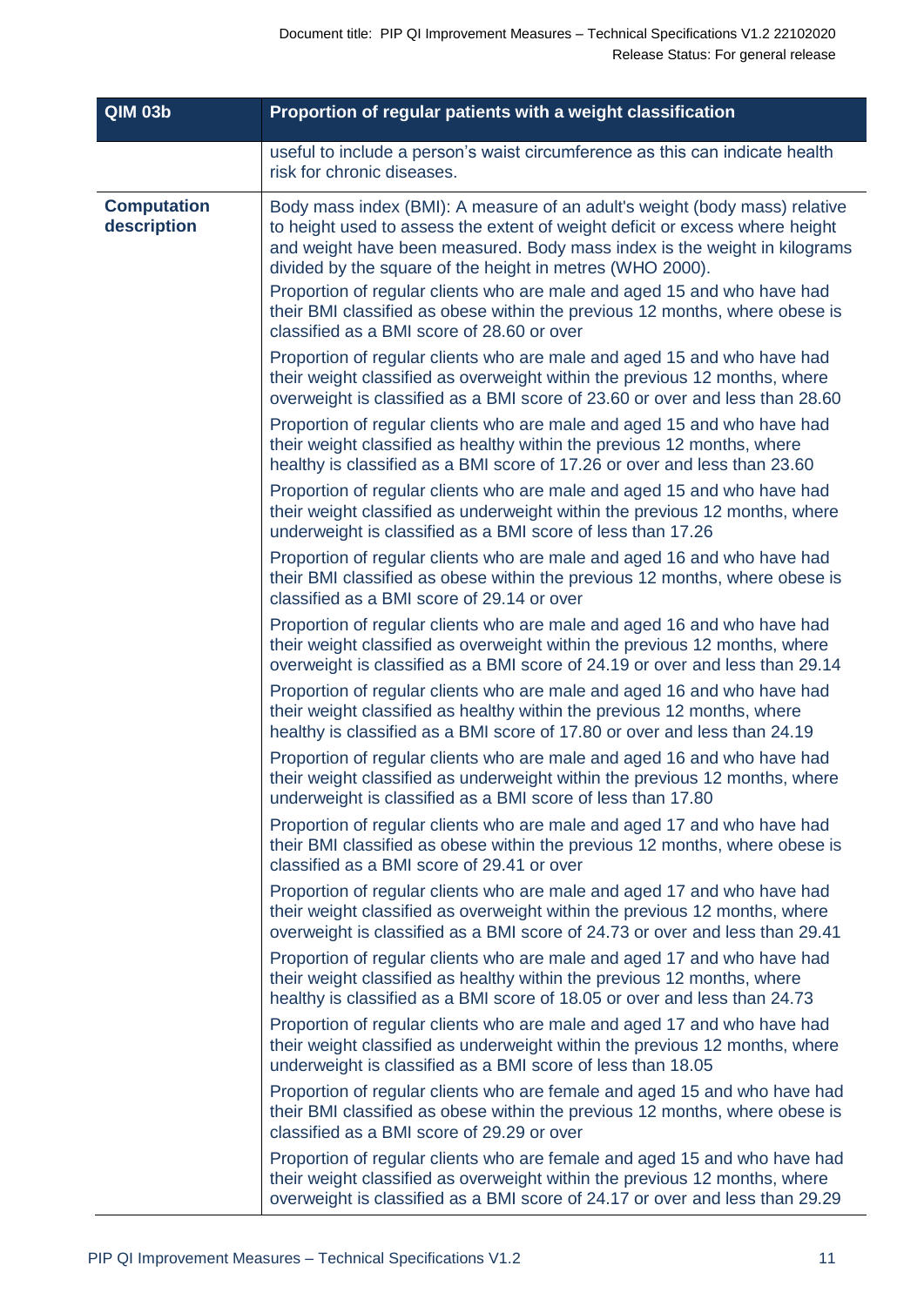| QIM 03b | Proportion of regular patients with a weight classification |
|---|---|
| | useful to include a person's waist circumference as this can indicate health risk for chronic diseases. |
| **Computation description** | Body mass index (BMI): A measure of an adult's weight (body mass) relative to height used to assess the extent of weight deficit or excess where height and weight have been measured. Body mass index is the weight in kilograms divided by the square of the height in metres (WHO 2000).<br><br>Proportion of regular clients who are male and aged 15 and who have had their BMI classified as obese within the previous 12 months, where obese is classified as a BMI score of 28.60 or over<br><br>Proportion of regular clients who are male and aged 15 and who have had their weight classified as overweight within the previous 12 months, where overweight is classified as a BMI score of 23.60 or over and less than 28.60<br><br>Proportion of regular clients who are male and aged 15 and who have had their weight classified as healthy within the previous 12 months, where healthy is classified as a BMI score of 17.26 or over and less than 23.60<br><br>Proportion of regular clients who are male and aged 15 and who have had their weight classified as underweight within the previous 12 months, where underweight is classified as a BMI score of less than 17.26<br><br>Proportion of regular clients who are male and aged 16 and who have had their BMI classified as obese within the previous 12 months, where obese is classified as a BMI score of 29.14 or over<br><br>Proportion of regular clients who are male and aged 16 and who have had their weight classified as overweight within the previous 12 months, where overweight is classified as a BMI score of 24.19 or over and less than 29.14<br><br>Proportion of regular clients who are male and aged 16 and who have had their weight classified as healthy within the previous 12 months, where healthy is classified as a BMI score of 17.80 or over and less than 24.19<br><br>Proportion of regular clients who are male and aged 16 and who have had their weight classified as underweight within the previous 12 months, where underweight is classified as a BMI score of less than 17.80<br><br>Proportion of regular clients who are male and aged 17 and who have had their BMI classified as obese within the previous 12 months, where obese is classified as a BMI score of 29.41 or over<br><br>Proportion of regular clients who are male and aged 17 and who have had their weight classified as overweight within the previous 12 months, where overweight is classified as a BMI score of 24.73 or over and less than 29.41<br><br>Proportion of regular clients who are male and aged 17 and who have had their weight classified as healthy within the previous 12 months, where healthy is classified as a BMI score of 18.05 or over and less than 24.73<br><br>Proportion of regular clients who are male and aged 17 and who have had their weight classified as underweight within the previous 12 months, where underweight is classified as a BMI score of less than 18.05<br><br>Proportion of regular clients who are female and aged 15 and who have had their BMI classified as obese within the previous 12 months, where obese is classified as a BMI score of 29.29 or over<br><br>Proportion of regular clients who are female and aged 15 and who have had their weight classified as overweight within the previous 12 months, where overweight is classified as a BMI score of 24.17 or over and less than 29.29 |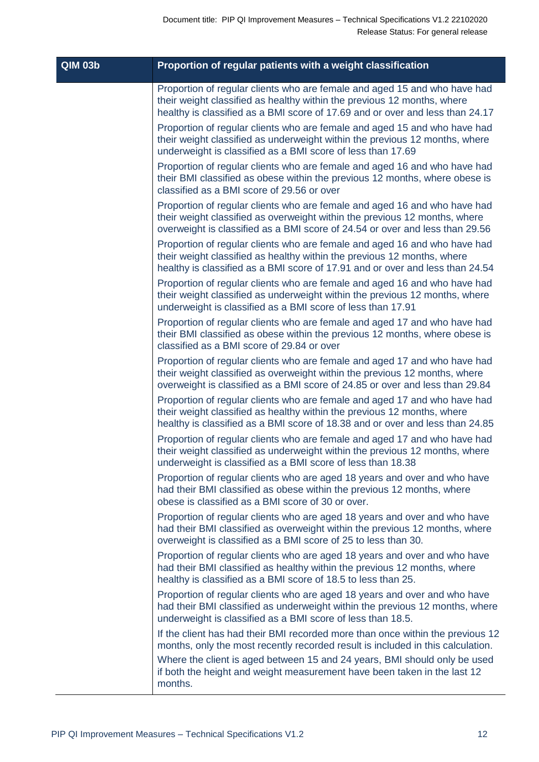| QIM 03b | Proportion of regular patients with a weight classification |
|---|---|
| | Proportion of regular clients who are female and aged 15 and who have had their weight classified as healthy within the previous 12 months, where healthy is classified as a BMI score of 17.69 and or over and less than 24.17<br><br>Proportion of regular clients who are female and aged 15 and who have had their weight classified as underweight within the previous 12 months, where underweight is classified as a BMI score of less than 17.69<br><br>Proportion of regular clients who are female and aged 16 and who have had their BMI classified as obese within the previous 12 months, where obese is classified as a BMI score of 29.56 or over<br><br>Proportion of regular clients who are female and aged 16 and who have had their weight classified as overweight within the previous 12 months, where overweight is classified as a BMI score of 24.54 or over and less than 29.56<br><br>Proportion of regular clients who are female and aged 16 and who have had their weight classified as healthy within the previous 12 months, where healthy is classified as a BMI score of 17.91 and or over and less than 24.54<br><br>Proportion of regular clients who are female and aged 16 and who have had their weight classified as underweight within the previous 12 months, where underweight is classified as a BMI score of less than 17.91<br><br>Proportion of regular clients who are female and aged 17 and who have had their BMI classified as obese within the previous 12 months, where obese is classified as a BMI score of 29.84 or over<br><br>Proportion of regular clients who are female and aged 17 and who have had their weight classified as overweight within the previous 12 months, where overweight is classified as a BMI score of 24.85 or over and less than 29.84<br><br>Proportion of regular clients who are female and aged 17 and who have had their weight classified as healthy within the previous 12 months, where healthy is classified as a BMI score of 18.38 and or over and less than 24.85<br><br>Proportion of regular clients who are female and aged 17 and who have had their weight classified as underweight within the previous 12 months, where underweight is classified as a BMI score of less than 18.38<br><br>Proportion of regular clients who are aged 18 years and over and who have had their BMI classified as obese within the previous 12 months, where obese is classified as a BMI score of 30 or over.<br><br>Proportion of regular clients who are aged 18 years and over and who have had their BMI classified as overweight within the previous 12 months, where overweight is classified as a BMI score of 25 to less than 30.<br><br>Proportion of regular clients who are aged 18 years and over and who have had their BMI classified as healthy within the previous 12 months, where healthy is classified as a BMI score of 18.5 to less than 25.<br><br>Proportion of regular clients who are aged 18 years and over and who have had their BMI classified as underweight within the previous 12 months, where underweight is classified as a BMI score of less than 18.5.<br><br>If the client has had their BMI recorded more than once within the previous 12 months, only the most recently recorded result is included in this calculation.<br><br>Where the client is aged between 15 and 24 years, BMI should only be used if both the height and weight measurement have been taken in the last 12 months. |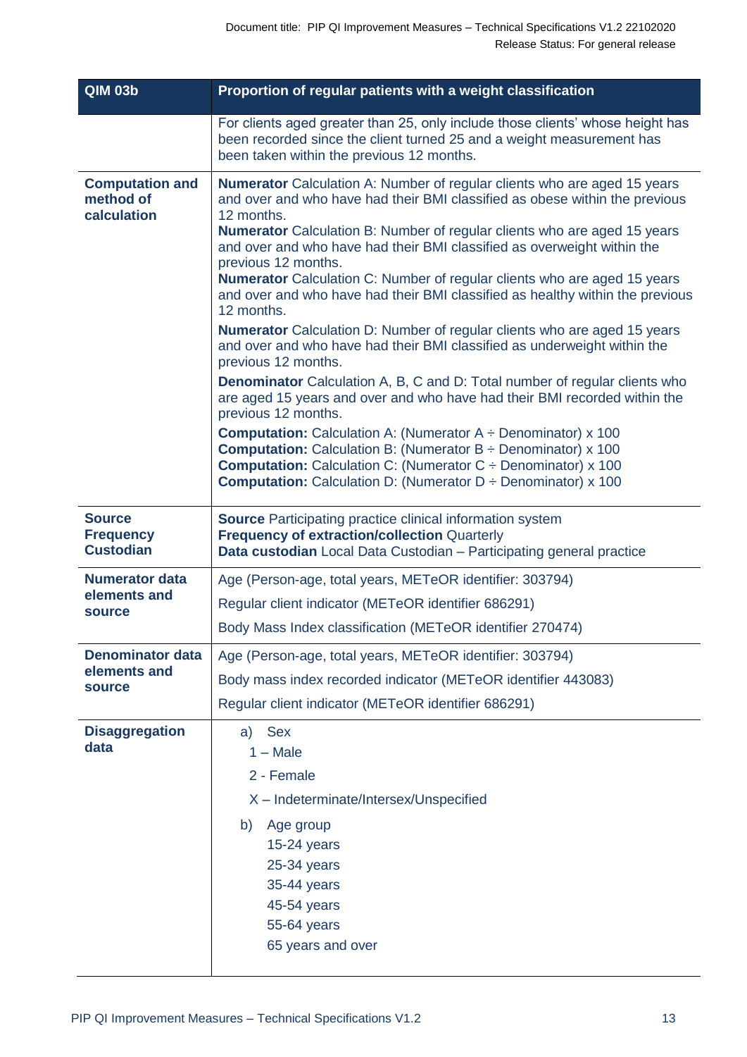| QIM 03b | Proportion of regular patients with a weight classification |
|---|---|
| | For clients aged greater than 25, only include those clients' whose height has been recorded since the client turned 25 and a weight measurement has been taken within the previous 12 months. |
| **Computation and method of calculation** | **Numerator** Calculation A: Number of regular clients who are aged 15 years and over and who have had their BMI classified as obese within the previous 12 months.<br>**Numerator** Calculation B: Number of regular clients who are aged 15 years and over and who have had their BMI classified as overweight within the previous 12 months.<br>**Numerator** Calculation C: Number of regular clients who are aged 15 years and over and who have had their BMI classified as healthy within the previous 12 months.<br>**Numerator** Calculation D: Number of regular clients who are aged 15 years and over and who have had their BMI classified as underweight within the previous 12 months.<br>**Denominator** Calculation A, B, C and D: Total number of regular clients who are aged 15 years and over and who have had their BMI recorded within the previous 12 months.<br>**Computation:** Calculation A: (Numerator A ÷ Denominator) x 100<br>**Computation:** Calculation B: (Numerator B ÷ Denominator) x 100<br>**Computation:** Calculation C: (Numerator C ÷ Denominator) x 100<br>**Computation:** Calculation D: (Numerator D ÷ Denominator) x 100 |
| **Source Frequency Custodian** | **Source** Participating practice clinical information system<br>**Frequency of extraction/collection** Quarterly<br>**Data custodian** Local Data Custodian – Participating general practice |
| **Numerator data elements and source** | Age (Person-age, total years, METeOR identifier: 303794)<br>Regular client indicator (METeOR identifier 686291)<br>Body Mass Index classification (METeOR identifier 270474) |
| **Denominator data elements and source** | Age (Person-age, total years, METeOR identifier: 303794)<br>Body mass index recorded indicator (METeOR identifier 443083)<br>Regular client indicator (METeOR identifier 686291) |
| **Disaggregation data** | a) Sex<br>1 – Male<br>2 - Female<br>X – Indeterminate/Intersex/Unspecified<br>b) Age group<br>15-24 years<br>25-34 years<br>35-44 years<br>45-54 years<br>55-64 years<br>65 years and over |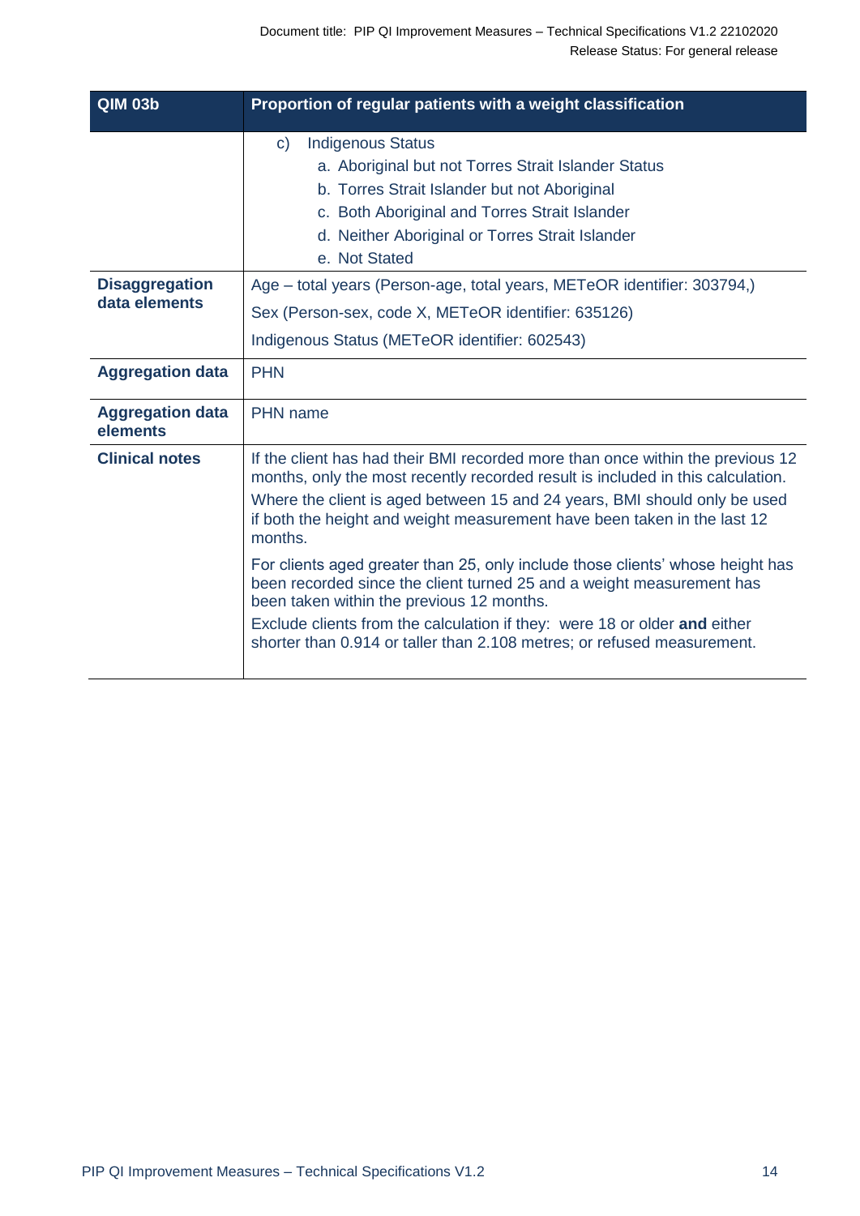| QIM 03b | Proportion of regular patients with a weight classification |
|---|---|
| | c) Indigenous Status<br>a. Aboriginal but not Torres Strait Islander Status<br>b. Torres Strait Islander but not Aboriginal<br>c. Both Aboriginal and Torres Strait Islander<br>d. Neither Aboriginal or Torres Strait Islander<br>e. Not Stated |
| **Disaggregation data elements** | Age – total years (Person-age, total years, METeOR identifier: 303794,)<br>Sex (Person-sex, code X, METeOR identifier: 635126)<br>Indigenous Status (METeOR identifier: 602543) |
| **Aggregation data** | PHN |
| **Aggregation data elements** | PHN name |
| **Clinical notes** | If the client has had their BMI recorded more than once within the previous 12 months, only the most recently recorded result is included in this calculation.<br>Where the client is aged between 15 and 24 years, BMI should only be used if both the height and weight measurement have been taken in the last 12 months.<br>For clients aged greater than 25, only include those clients' whose height has been recorded since the client turned 25 and a weight measurement has been taken within the previous 12 months.<br>Exclude clients from the calculation if they: were 18 or older **and** either shorter than 0.914 or taller than 2.108 metres; or refused measurement. |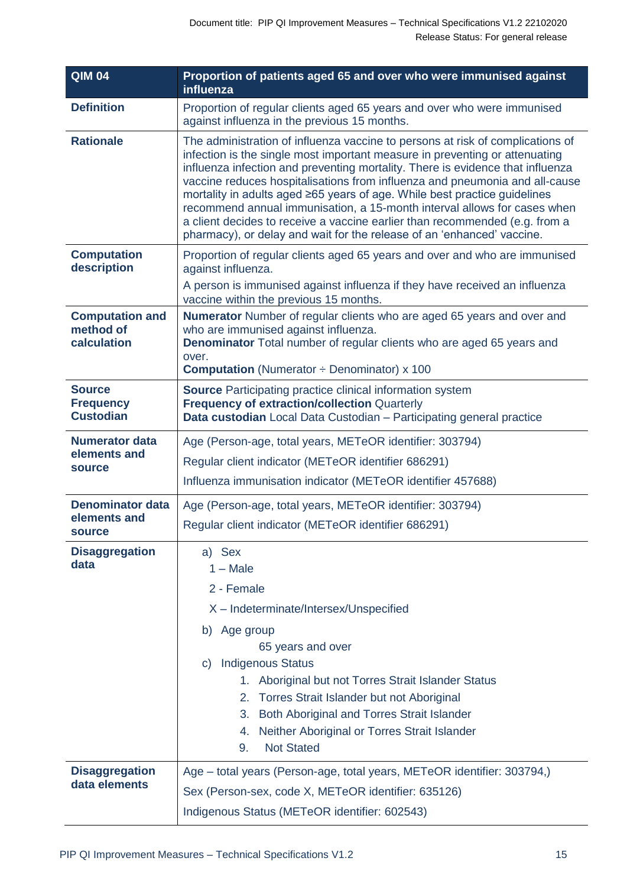| QIM 04 | Proportion of patients aged 65 and over who were immunised against influenza |
|---|---|
| **Definition** | Proportion of regular clients aged 65 years and over who were immunised against influenza in the previous 15 months. |
| **Rationale** | The administration of influenza vaccine to persons at risk of complications of infection is the single most important measure in preventing or attenuating influenza infection and preventing mortality. There is evidence that influenza vaccine reduces hospitalisations from influenza and pneumonia and all-cause mortality in adults aged ≥65 years of age. While best practice guidelines recommend annual immunisation, a 15-month interval allows for cases when a client decides to receive a vaccine earlier than recommended (e.g. from a pharmacy), or delay and wait for the release of an 'enhanced' vaccine. |
| **Computation description** | Proportion of regular clients aged 65 years and over and who are immunised against influenza.<br>A person is immunised against influenza if they have received an influenza vaccine within the previous 15 months. |
| **Computation and method of calculation** | **Numerator** Number of regular clients who are aged 65 years and over and who are immunised against influenza.<br>**Denominator** Total number of regular clients who are aged 65 years and over.<br>**Computation** (Numerator ÷ Denominator) x 100 |
| **Source Frequency Custodian** | **Source** Participating practice clinical information system<br>**Frequency of extraction/collection** Quarterly<br>**Data custodian** Local Data Custodian – Participating general practice |
| **Numerator data elements and source** | Age (Person-age, total years, METeOR identifier: 303794)<br>Regular client indicator (METeOR identifier 686291)<br>Influenza immunisation indicator (METeOR identifier 457688) |
| **Denominator data elements and source** | Age (Person-age, total years, METeOR identifier: 303794)<br>Regular client indicator (METeOR identifier 686291) |
| **Disaggregation data** | a) Sex<br>1 – Male<br>2 - Female<br>X – Indeterminate/Intersex/Unspecified<br>b) Age group<br>65 years and over<br>c) Indigenous Status<br>1. Aboriginal but not Torres Strait Islander Status<br>2. Torres Strait Islander but not Aboriginal<br>3. Both Aboriginal and Torres Strait Islander<br>4. Neither Aboriginal or Torres Strait Islander<br>9. Not Stated |
| **Disaggregation data elements** | Age – total years (Person-age, total years, METeOR identifier: 303794,)<br>Sex (Person-sex, code X, METeOR identifier: 635126)<br>Indigenous Status (METeOR identifier: 602543) |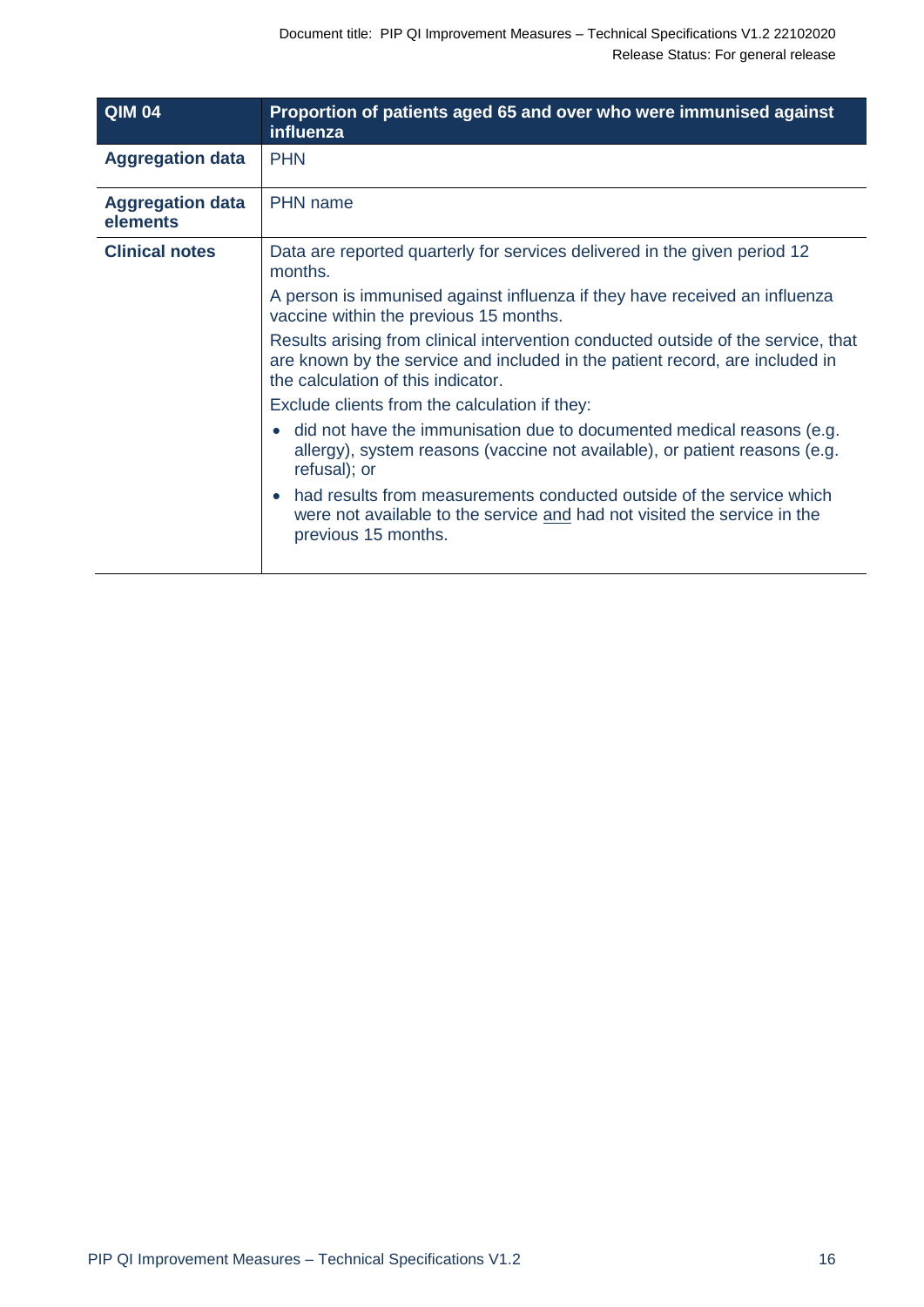| QIM 04 | Proportion of patients aged 65 and over who were immunised against influenza |
|---|---|
| **Aggregation data** | PHN |
| **Aggregation data elements** | PHN name |
| **Clinical notes** | Data are reported quarterly for services delivered in the given period 12 months.<br><br>A person is immunised against influenza if they have received an influenza vaccine within the previous 15 months.<br><br>Results arising from clinical intervention conducted outside of the service, that are known by the service and included in the patient record, are included in the calculation of this indicator.<br><br>Exclude clients from the calculation if they:<br><br>• did not have the immunisation due to documented medical reasons (e.g. allergy), system reasons (vaccine not available), or patient reasons (e.g. refusal); or<br><br>• had results from measurements conducted outside of the service which were not available to the service <u>and</u> had not visited the service in the previous 15 months. |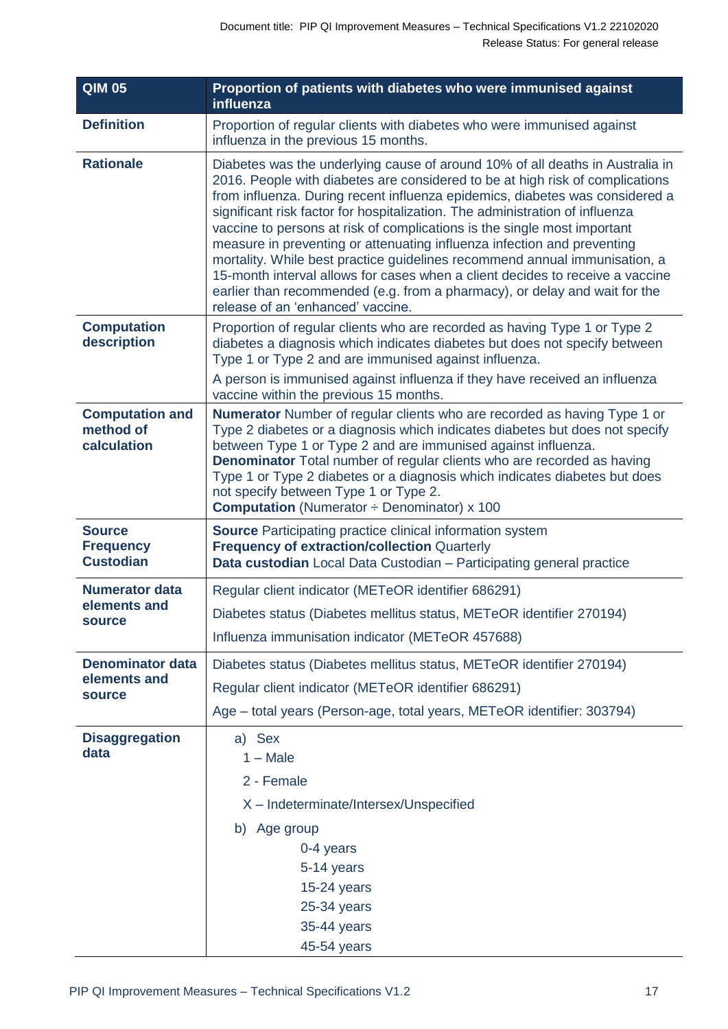| QIM 05 | Proportion of patients with diabetes who were immunised against influenza |
|---|---|
| **Definition** | Proportion of regular clients with diabetes who were immunised against influenza in the previous 15 months. |
| **Rationale** | Diabetes was the underlying cause of around 10% of all deaths in Australia in 2016. People with diabetes are considered to be at high risk of complications from influenza. During recent influenza epidemics, diabetes was considered a significant risk factor for hospitalization. The administration of influenza vaccine to persons at risk of complications is the single most important measure in preventing or attenuating influenza infection and preventing mortality. While best practice guidelines recommend annual immunisation, a 15-month interval allows for cases when a client decides to receive a vaccine earlier than recommended (e.g. from a pharmacy), or delay and wait for the release of an 'enhanced' vaccine. |
| **Computation description** | Proportion of regular clients who are recorded as having Type 1 or Type 2 diabetes a diagnosis which indicates diabetes but does not specify between Type 1 or Type 2 and are immunised against influenza.<br><br>A person is immunised against influenza if they have received an influenza vaccine within the previous 15 months. |
| **Computation and method of calculation** | **Numerator** Number of regular clients who are recorded as having Type 1 or Type 2 diabetes or a diagnosis which indicates diabetes but does not specify between Type 1 or Type 2 and are immunised against influenza.<br>**Denominator** Total number of regular clients who are recorded as having Type 1 or Type 2 diabetes or a diagnosis which indicates diabetes but does not specify between Type 1 or Type 2.<br>**Computation** (Numerator ÷ Denominator) x 100 |
| **Source**<br>**Frequency**<br>**Custodian** | **Source** Participating practice clinical information system<br>**Frequency of extraction/collection** Quarterly<br>**Data custodian** Local Data Custodian – Participating general practice |
| **Numerator data elements and source** | Regular client indicator (METeOR identifier 686291)<br><br>Diabetes status (Diabetes mellitus status, METeOR identifier 270194)<br><br>Influenza immunisation indicator (METeOR 457688) |
| **Denominator data elements and source** | Diabetes status (Diabetes mellitus status, METeOR identifier 270194)<br><br>Regular client indicator (METeOR identifier 686291)<br><br>Age – total years (Person-age, total years, METeOR identifier: 303794) |
| **Disaggregation data** | a) Sex<br>1 – Male<br>2 - Female<br>X – Indeterminate/Intersex/Unspecified<br><br>b) Age group<br>0-4 years<br>5-14 years<br>15-24 years<br>25-34 years<br>35-44 years<br>45-54 years |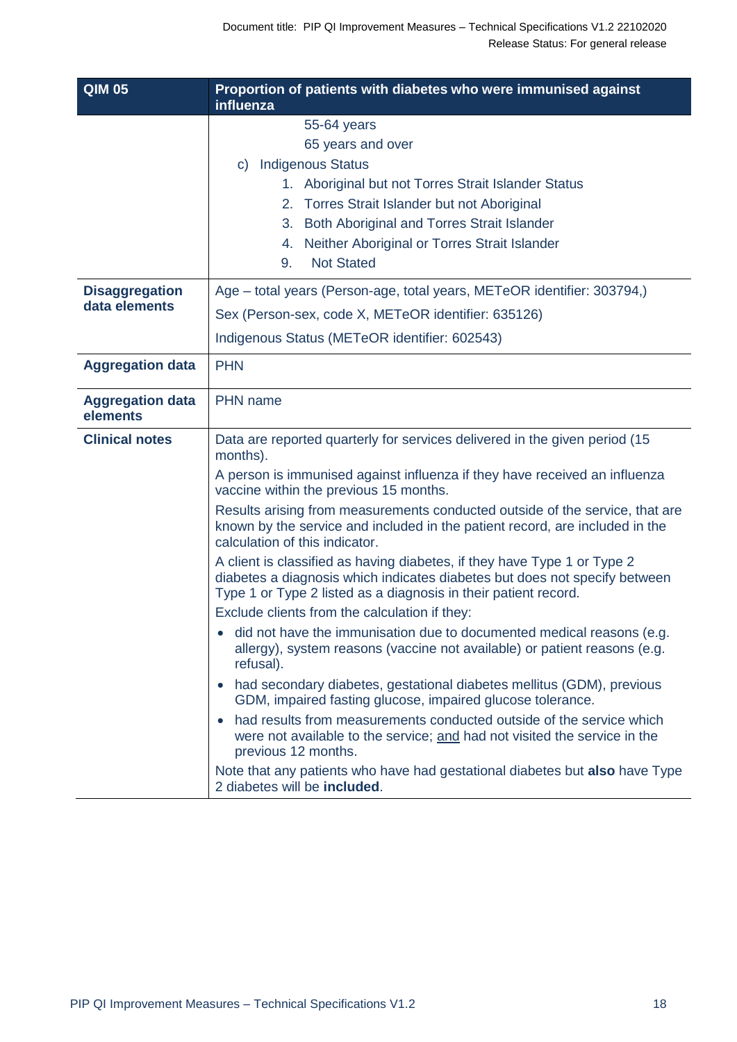| QIM 05 | Proportion of patients with diabetes who were immunised against influenza |
|---|---|
| | 55-64 years<br>65 years and over<br>c) Indigenous Status<br>1. Aboriginal but not Torres Strait Islander Status<br>2. Torres Strait Islander but not Aboriginal<br>3. Both Aboriginal and Torres Strait Islander<br>4. Neither Aboriginal or Torres Strait Islander<br>9. Not Stated |
| **Disaggregation data elements** | Age – total years (Person-age, total years, METeOR identifier: 303794,)<br>Sex (Person-sex, code X, METeOR identifier: 635126)<br>Indigenous Status (METeOR identifier: 602543) |
| **Aggregation data** | PHN |
| **Aggregation data elements** | PHN name |
| **Clinical notes** | Data are reported quarterly for services delivered in the given period (15 months).<br>A person is immunised against influenza if they have received an influenza vaccine within the previous 15 months.<br>Results arising from measurements conducted outside of the service, that are known by the service and included in the patient record, are included in the calculation of this indicator.<br>A client is classified as having diabetes, if they have Type 1 or Type 2 diabetes a diagnosis which indicates diabetes but does not specify between Type 1 or Type 2 listed as a diagnosis in their patient record.<br>Exclude clients from the calculation if they:<br>• did not have the immunisation due to documented medical reasons (e.g. allergy), system reasons (vaccine not available) or patient reasons (e.g. refusal).<br>• had secondary diabetes, gestational diabetes mellitus (GDM), previous GDM, impaired fasting glucose, impaired glucose tolerance.<br>• had results from measurements conducted outside of the service which were not available to the service; and had not visited the service in the previous 12 months.<br>Note that any patients who have had gestational diabetes but **also** have Type 2 diabetes will be **included**. |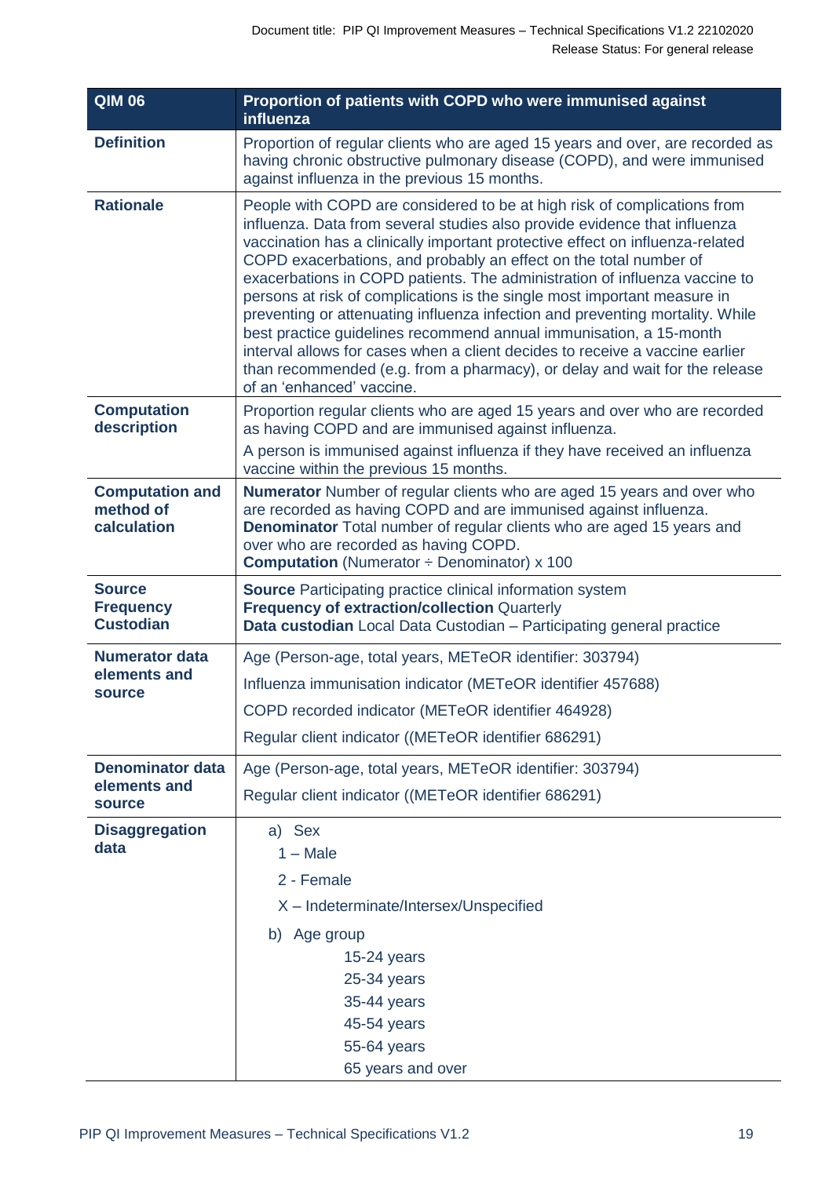| QIM 06 | Proportion of patients with COPD who were immunised against influenza |
|---|---|
| **Definition** | Proportion of regular clients who are aged 15 years and over, are recorded as having chronic obstructive pulmonary disease (COPD), and were immunised against influenza in the previous 15 months. |
| **Rationale** | People with COPD are considered to be at high risk of complications from influenza. Data from several studies also provide evidence that influenza vaccination has a clinically important protective effect on influenza-related COPD exacerbations, and probably an effect on the total number of exacerbations in COPD patients. The administration of influenza vaccine to persons at risk of complications is the single most important measure in preventing or attenuating influenza infection and preventing mortality. While best practice guidelines recommend annual immunisation, a 15-month interval allows for cases when a client decides to receive a vaccine earlier than recommended (e.g. from a pharmacy), or delay and wait for the release of an 'enhanced' vaccine. |
| **Computation description** | Proportion regular clients who are aged 15 years and over who are recorded as having COPD and are immunised against influenza.<br>A person is immunised against influenza if they have received an influenza vaccine within the previous 15 months. |
| **Computation and method of calculation** | **Numerator** Number of regular clients who are aged 15 years and over who are recorded as having COPD and are immunised against influenza.<br>**Denominator** Total number of regular clients who are aged 15 years and over who are recorded as having COPD.<br>**Computation** (Numerator ÷ Denominator) x 100 |
| **Source**<br>**Frequency**<br>**Custodian** | **Source** Participating practice clinical information system<br>**Frequency of extraction/collection** Quarterly<br>**Data custodian** Local Data Custodian – Participating general practice |
| **Numerator data elements and source** | Age (Person-age, total years, METeOR identifier: 303794)<br>Influenza immunisation indicator (METeOR identifier 457688)<br>COPD recorded indicator (METeOR identifier 464928)<br>Regular client indicator ((METeOR identifier 686291) |
| **Denominator data elements and source** | Age (Person-age, total years, METeOR identifier: 303794)<br>Regular client indicator ((METeOR identifier 686291) |
| **Disaggregation data** | a) Sex<br>1 – Male<br>2 - Female<br>X – Indeterminate/Intersex/Unspecified<br>b) Age group<br>15-24 years<br>25-34 years<br>35-44 years<br>45-54 years<br>55-64 years<br>65 years and over |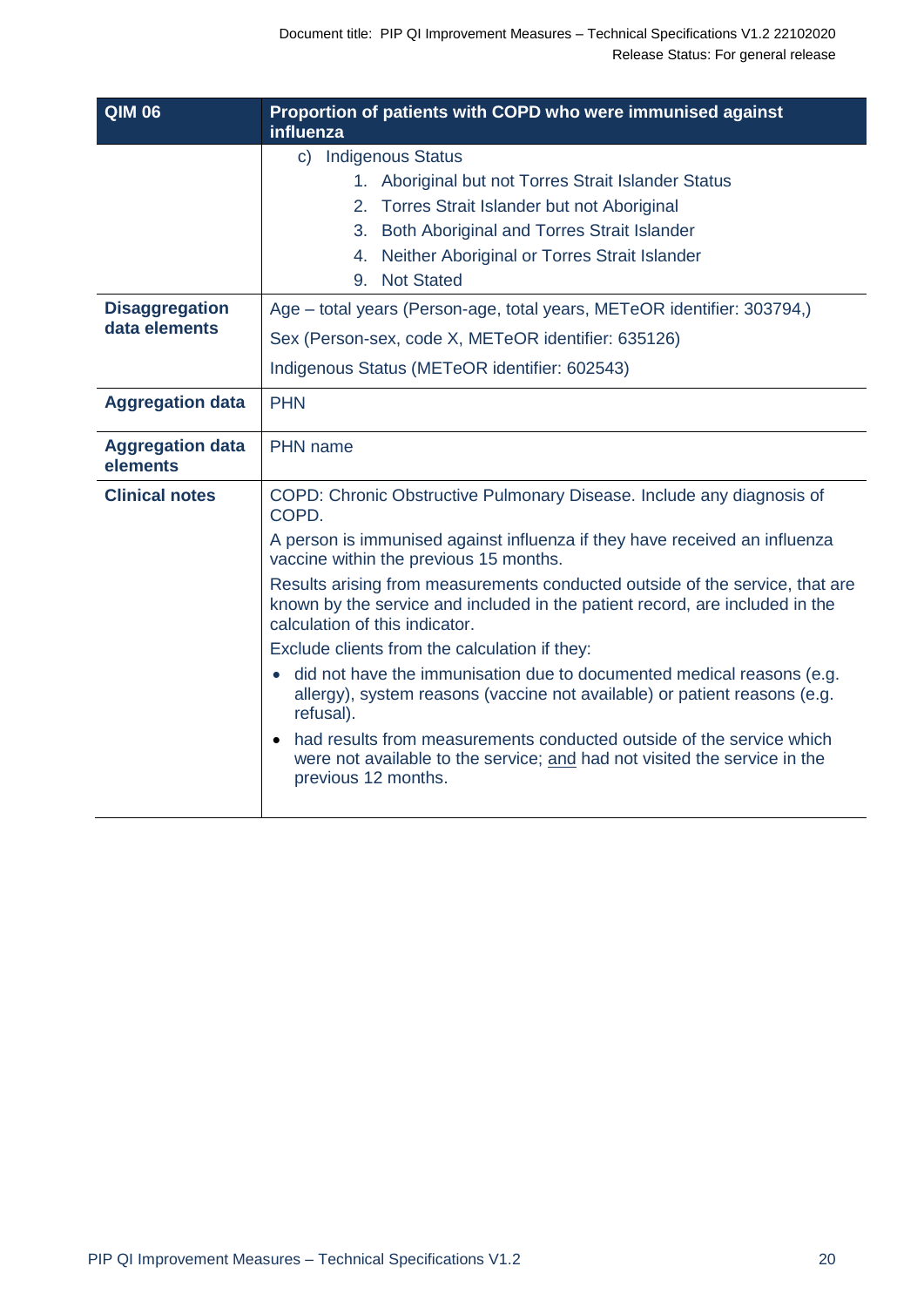| QIM 06 | Proportion of patients with COPD who were immunised against influenza |
|---|---|
| | c) Indigenous Status<br>1. Aboriginal but not Torres Strait Islander Status<br>2. Torres Strait Islander but not Aboriginal<br>3. Both Aboriginal and Torres Strait Islander<br>4. Neither Aboriginal or Torres Strait Islander<br>9. Not Stated |
| **Disaggregation data elements** | Age – total years (Person-age, total years, METeOR identifier: 303794,)<br>Sex (Person-sex, code X, METeOR identifier: 635126)<br>Indigenous Status (METeOR identifier: 602543) |
| **Aggregation data** | PHN |
| **Aggregation data elements** | PHN name |
| **Clinical notes** | COPD: Chronic Obstructive Pulmonary Disease. Include any diagnosis of COPD.<br>A person is immunised against influenza if they have received an influenza vaccine within the previous 15 months.<br>Results arising from measurements conducted outside of the service, that are known by the service and included in the patient record, are included in the calculation of this indicator.<br>Exclude clients from the calculation if they:<br>• did not have the immunisation due to documented medical reasons (e.g. allergy), system reasons (vaccine not available) or patient reasons (e.g. refusal).<br>• had results from measurements conducted outside of the service which were not available to the service; and had not visited the service in the previous 12 months. |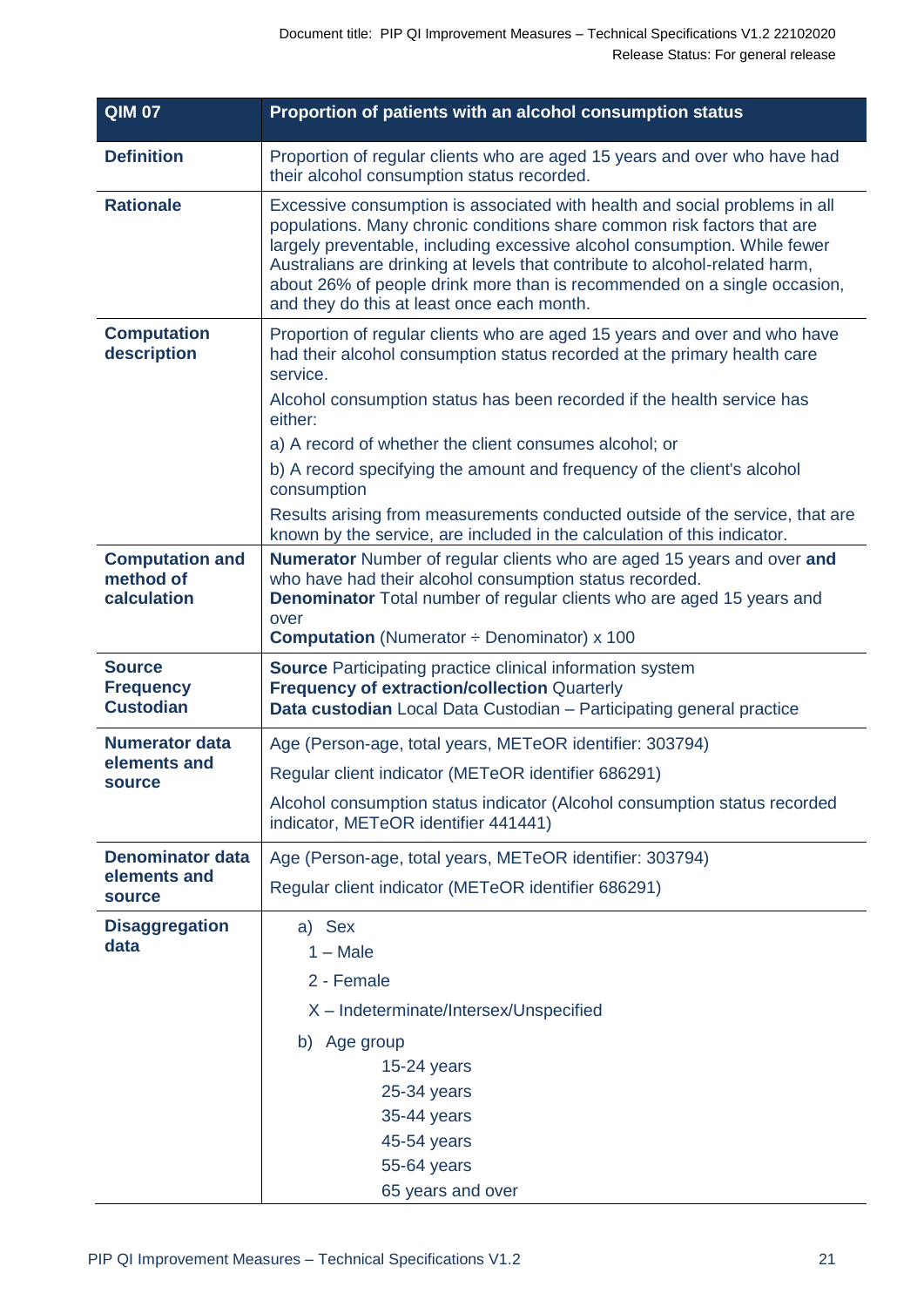| QIM 07 | Proportion of patients with an alcohol consumption status |
|---|---|
| **Definition** | Proportion of regular clients who are aged 15 years and over who have had their alcohol consumption status recorded. |
| **Rationale** | Excessive consumption is associated with health and social problems in all populations. Many chronic conditions share common risk factors that are largely preventable, including excessive alcohol consumption. While fewer Australians are drinking at levels that contribute to alcohol-related harm, about 26% of people drink more than is recommended on a single occasion, and they do this at least once each month. |
| **Computation description** | Proportion of regular clients who are aged 15 years and over and who have had their alcohol consumption status recorded at the primary health care service.<br><br>Alcohol consumption status has been recorded if the health service has either:<br><br>a) A record of whether the client consumes alcohol; or<br><br>b) A record specifying the amount and frequency of the client's alcohol consumption<br><br>Results arising from measurements conducted outside of the service, that are known by the service, are included in the calculation of this indicator. |
| **Computation and method of calculation** | **Numerator** Number of regular clients who are aged 15 years and over **and** who have had their alcohol consumption status recorded.<br>**Denominator** Total number of regular clients who are aged 15 years and over<br>**Computation** (Numerator ÷ Denominator) x 100 |
| **Source Frequency Custodian** | **Source** Participating practice clinical information system<br>**Frequency of extraction/collection** Quarterly<br>**Data custodian** Local Data Custodian – Participating general practice |
| **Numerator data elements and source** | Age (Person-age, total years, METeOR identifier: 303794)<br><br>Regular client indicator (METeOR identifier 686291)<br><br>Alcohol consumption status indicator (Alcohol consumption status recorded indicator, METeOR identifier 441441) |
| **Denominator data elements and source** | Age (Person-age, total years, METeOR identifier: 303794)<br><br>Regular client indicator (METeOR identifier 686291) |
| **Disaggregation data** | a) Sex<br>1 – Male<br>2 - Female<br>X – Indeterminate/Intersex/Unspecified<br><br>b) Age group<br>15-24 years<br>25-34 years<br>35-44 years<br>45-54 years<br>55-64 years<br>65 years and over |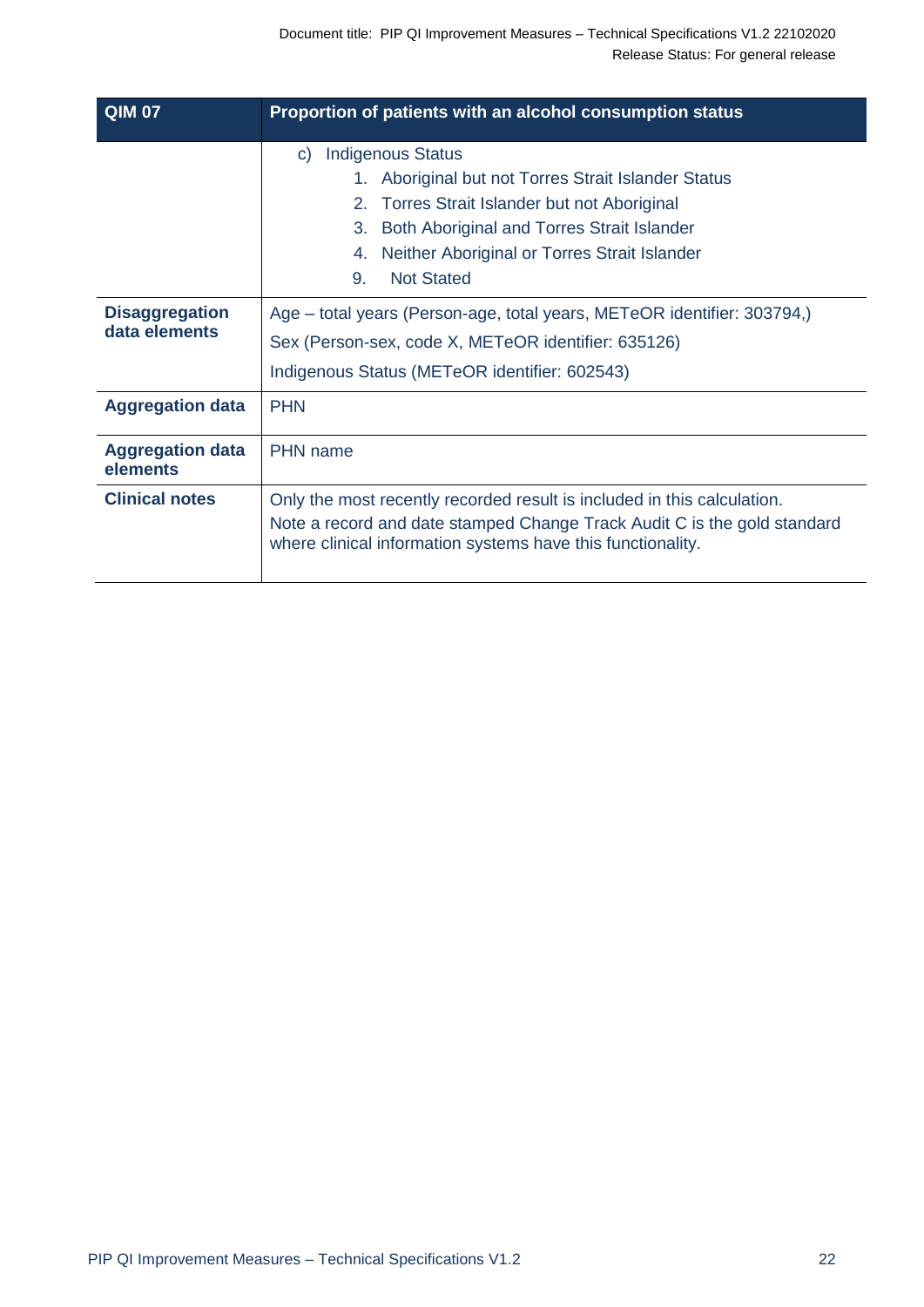| QIM 07 | Proportion of patients with an alcohol consumption status |
|---|---|
| | c) Indigenous Status<br>1. Aboriginal but not Torres Strait Islander Status<br>2. Torres Strait Islander but not Aboriginal<br>3. Both Aboriginal and Torres Strait Islander<br>4. Neither Aboriginal or Torres Strait Islander<br>9. Not Stated |
| **Disaggregation data elements** | Age – total years (Person-age, total years, METeOR identifier: 303794,)<br>Sex (Person-sex, code X, METeOR identifier: 635126)<br>Indigenous Status (METeOR identifier: 602543) |
| **Aggregation data** | PHN |
| **Aggregation data elements** | PHN name |
| **Clinical notes** | Only the most recently recorded result is included in this calculation.<br>Note a record and date stamped Change Track Audit C is the gold standard where clinical information systems have this functionality. |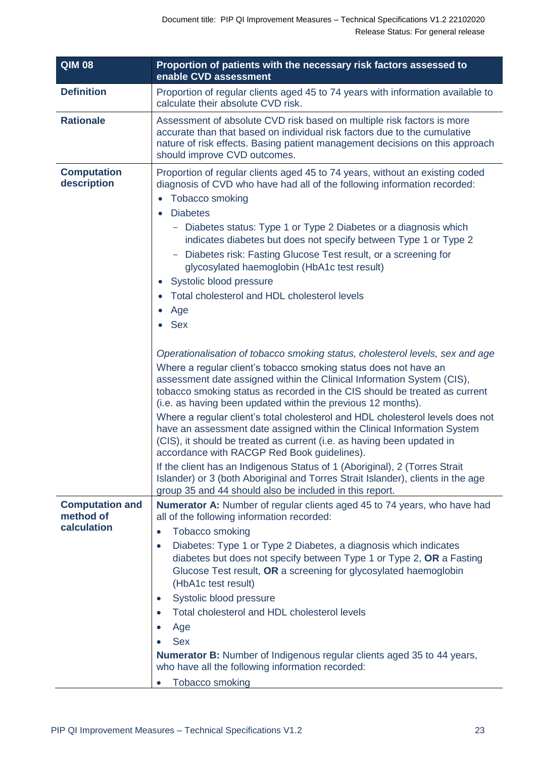<table>
<tr><th>QIM 08</th><th>Proportion of patients with the necessary risk factors assessed to enable CVD assessment</th></tr>
<tr><td><b>Definition</b></td><td>Proportion of regular clients aged 45 to 74 years with information available to calculate their absolute CVD risk.</td></tr>
<tr><td><b>Rationale</b></td><td>Assessment of absolute CVD risk based on multiple risk factors is more accurate than that based on individual risk factors due to the cumulative nature of risk effects. Basing patient management decisions on this approach should improve CVD outcomes.</td></tr>
<tr><td><b>Computation description</b></td><td>Proportion of regular clients aged 45 to 74 years, without an existing coded diagnosis of CVD who have had all of the following information recorded:<ul><li>Tobacco smoking</li><li>Diabetes<ul><li>Diabetes status: Type 1 or Type 2 Diabetes or a diagnosis which indicates diabetes but does not specify between Type 1 or Type 2</li><li>Diabetes risk: Fasting Glucose Test result, or a screening for glycosylated haemoglobin (HbA1c test result)</li></ul></li><li>Systolic blood pressure</li><li>Total cholesterol and HDL cholesterol levels</li><li>Age</li><li>Sex</li></ul><i>Operationalisation of tobacco smoking status, cholesterol levels, sex and age</i><br>Where a regular client's tobacco smoking status does not have an assessment date assigned within the Clinical Information System (CIS), tobacco smoking status as recorded in the CIS should be treated as current (i.e. as having been updated within the previous 12 months).<br>Where a regular client's total cholesterol and HDL cholesterol levels does not have an assessment date assigned within the Clinical Information System (CIS), it should be treated as current (i.e. as having been updated in accordance with RACGP Red Book guidelines).<br>If the client has an Indigenous Status of 1 (Aboriginal), 2 (Torres Strait Islander) or 3 (both Aboriginal and Torres Strait Islander), clients in the age group 35 and 44 should also be included in this report.</td></tr>
<tr><td><b>Computation and method of calculation</b></td><td><b>Numerator A:</b> Number of regular clients aged 45 to 74 years, who have had all of the following information recorded:<ul><li>Tobacco smoking</li><li>Diabetes: Type 1 or Type 2 Diabetes, a diagnosis which indicates diabetes but does not specify between Type 1 or Type 2, <b>OR</b> a Fasting Glucose Test result, <b>OR</b> a screening for glycosylated haemoglobin (HbA1c test result)</li><li>Systolic blood pressure</li><li>Total cholesterol and HDL cholesterol levels</li><li>Age</li><li>Sex</li></ul><b>Numerator B:</b> Number of Indigenous regular clients aged 35 to 44 years, who have all the following information recorded:<ul><li>Tobacco smoking</li></ul></td></tr>
</table>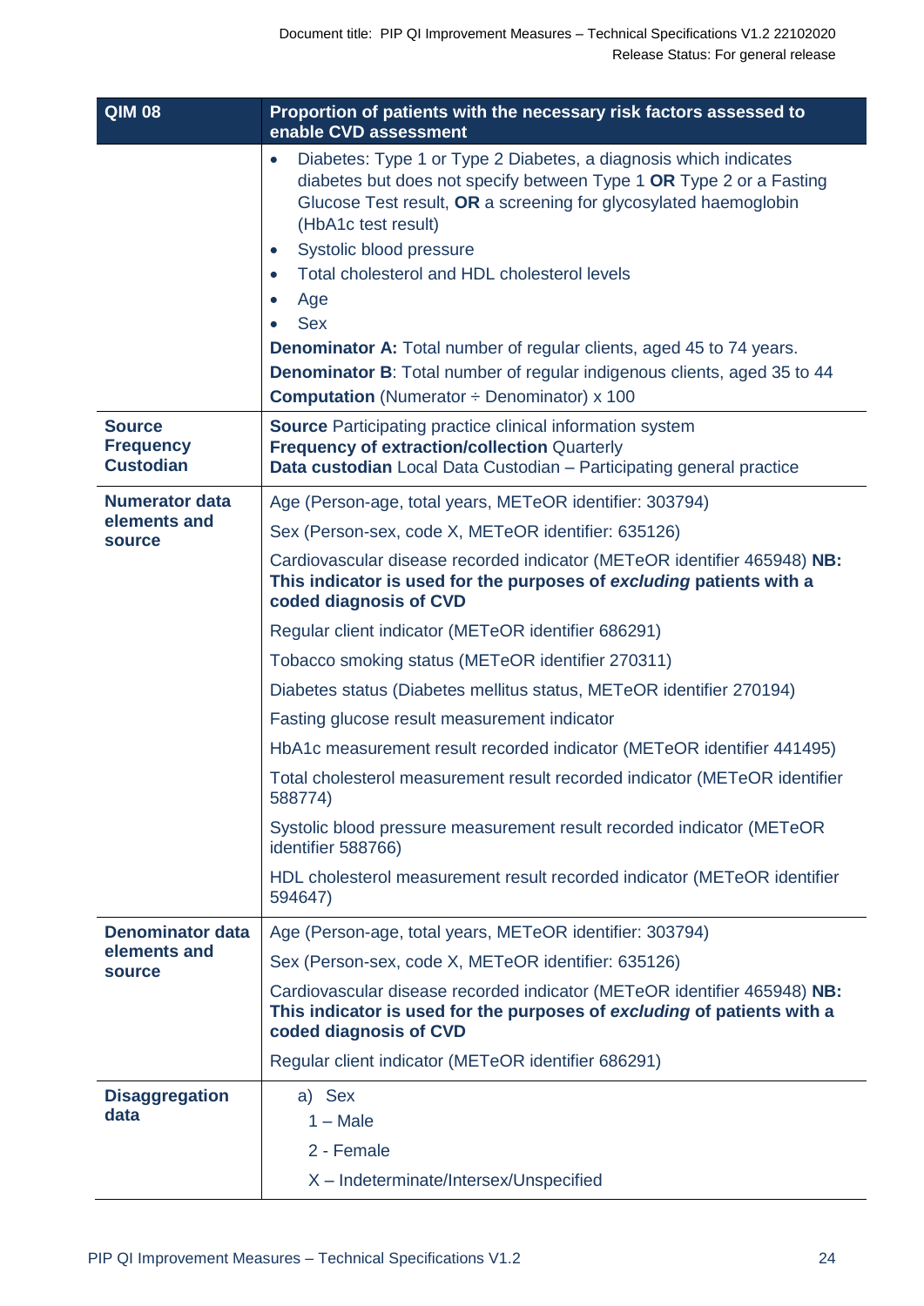| QIM 08 | Proportion of patients with the necessary risk factors assessed to enable CVD assessment |
|---|---|
| | • Diabetes: Type 1 or Type 2 Diabetes, a diagnosis which indicates diabetes but does not specify between Type 1 **OR** Type 2 or a Fasting Glucose Test result, **OR** a screening for glycosylated haemoglobin (HbA1c test result)<br>• Systolic blood pressure<br>• Total cholesterol and HDL cholesterol levels<br>• Age<br>• Sex<br>**Denominator A:** Total number of regular clients, aged 45 to 74 years.<br>**Denominator B**: Total number of regular indigenous clients, aged 35 to 44<br>**Computation** (Numerator ÷ Denominator) x 100 |
| **Source**<br>**Frequency**<br>**Custodian** | **Source** Participating practice clinical information system<br>**Frequency of extraction/collection** Quarterly<br>**Data custodian** Local Data Custodian – Participating general practice |
| **Numerator data elements and source** | Age (Person-age, total years, METeOR identifier: 303794)<br>Sex (Person-sex, code X, METeOR identifier: 635126)<br>Cardiovascular disease recorded indicator (METeOR identifier 465948) **NB: This indicator is used for the purposes of *excluding* patients with a coded diagnosis of CVD**<br>Regular client indicator (METeOR identifier 686291)<br>Tobacco smoking status (METeOR identifier 270311)<br>Diabetes status (Diabetes mellitus status, METeOR identifier 270194)<br>Fasting glucose result measurement indicator<br>HbA1c measurement result recorded indicator (METeOR identifier 441495)<br>Total cholesterol measurement result recorded indicator (METeOR identifier 588774)<br>Systolic blood pressure measurement result recorded indicator (METeOR identifier 588766)<br>HDL cholesterol measurement result recorded indicator (METeOR identifier 594647) |
| **Denominator data elements and source** | Age (Person-age, total years, METeOR identifier: 303794)<br>Sex (Person-sex, code X, METeOR identifier: 635126)<br>Cardiovascular disease recorded indicator (METeOR identifier 465948) **NB: This indicator is used for the purposes of *excluding* of patients with a coded diagnosis of CVD**<br>Regular client indicator (METeOR identifier 686291) |
| **Disaggregation data** | a) Sex<br>1 – Male<br>2 - Female<br>X – Indeterminate/Intersex/Unspecified |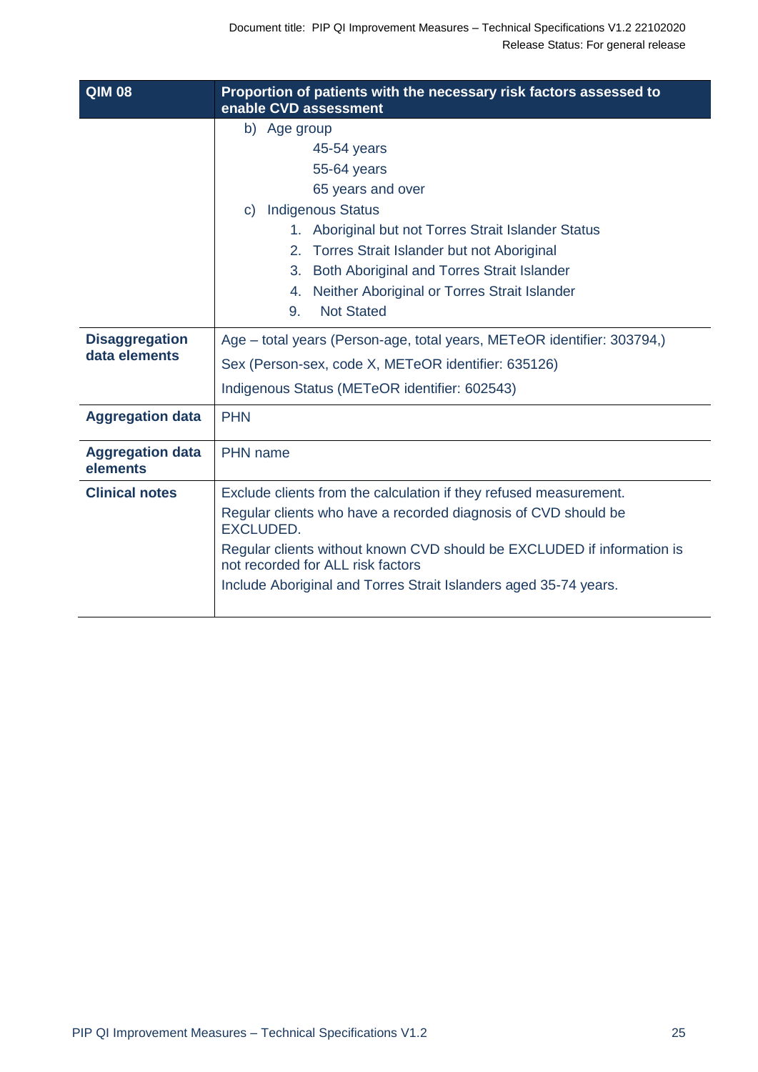| QIM 08 | Proportion of patients with the necessary risk factors assessed to enable CVD assessment |
|---|---|
| | b) Age group<br>45-54 years<br>55-64 years<br>65 years and over<br>c) Indigenous Status<br>1. Aboriginal but not Torres Strait Islander Status<br>2. Torres Strait Islander but not Aboriginal<br>3. Both Aboriginal and Torres Strait Islander<br>4. Neither Aboriginal or Torres Strait Islander<br>9. Not Stated |
| **Disaggregation data elements** | Age – total years (Person-age, total years, METeOR identifier: 303794,)<br>Sex (Person-sex, code X, METeOR identifier: 635126)<br>Indigenous Status (METeOR identifier: 602543) |
| **Aggregation data** | PHN |
| **Aggregation data elements** | PHN name |
| **Clinical notes** | Exclude clients from the calculation if they refused measurement.<br>Regular clients who have a recorded diagnosis of CVD should be EXCLUDED.<br>Regular clients without known CVD should be EXCLUDED if information is not recorded for ALL risk factors<br>Include Aboriginal and Torres Strait Islanders aged 35-74 years. |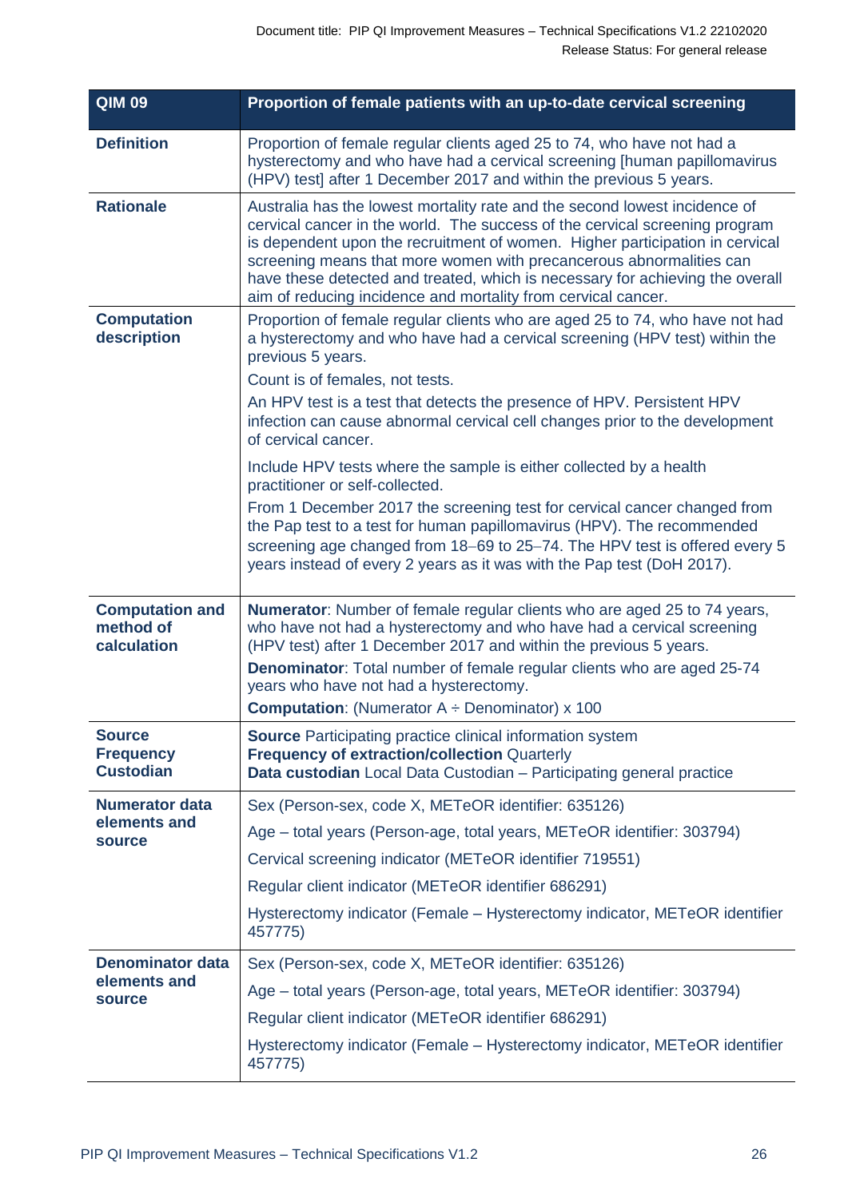| QIM 09 | Proportion of female patients with an up-to-date cervical screening |
|---|---|
| **Definition** | Proportion of female regular clients aged 25 to 74, who have not had a hysterectomy and who have had a cervical screening [human papillomavirus (HPV) test] after 1 December 2017 and within the previous 5 years. |
| **Rationale** | Australia has the lowest mortality rate and the second lowest incidence of cervical cancer in the world. The success of the cervical screening program is dependent upon the recruitment of women. Higher participation in cervical screening means that more women with precancerous abnormalities can have these detected and treated, which is necessary for achieving the overall aim of reducing incidence and mortality from cervical cancer. |
| **Computation description** | Proportion of female regular clients who are aged 25 to 74, who have not had a hysterectomy and who have had a cervical screening (HPV test) within the previous 5 years.<br><br>Count is of females, not tests.<br><br>An HPV test is a test that detects the presence of HPV. Persistent HPV infection can cause abnormal cervical cell changes prior to the development of cervical cancer.<br><br>Include HPV tests where the sample is either collected by a health practitioner or self-collected.<br><br>From 1 December 2017 the screening test for cervical cancer changed from the Pap test to a test for human papillomavirus (HPV). The recommended screening age changed from 18–69 to 25–74. The HPV test is offered every 5 years instead of every 2 years as it was with the Pap test (DoH 2017). |
| **Computation and method of calculation** | **Numerator**: Number of female regular clients who are aged 25 to 74 years, who have not had a hysterectomy and who have had a cervical screening (HPV test) after 1 December 2017 and within the previous 5 years.<br><br>**Denominator**: Total number of female regular clients who are aged 25-74 years who have not had a hysterectomy.<br><br>**Computation**: (Numerator A ÷ Denominator) x 100 |
| **Source**<br>**Frequency**<br>**Custodian** | **Source** Participating practice clinical information system<br>**Frequency of extraction/collection** Quarterly<br>**Data custodian** Local Data Custodian – Participating general practice |
| **Numerator data elements and source** | Sex (Person-sex, code X, METeOR identifier: 635126)<br><br>Age – total years (Person-age, total years, METeOR identifier: 303794)<br><br>Cervical screening indicator (METeOR identifier 719551)<br><br>Regular client indicator (METeOR identifier 686291)<br><br>Hysterectomy indicator (Female – Hysterectomy indicator, METeOR identifier 457775) |
| **Denominator data elements and source** | Sex (Person-sex, code X, METeOR identifier: 635126)<br><br>Age – total years (Person-age, total years, METeOR identifier: 303794)<br><br>Regular client indicator (METeOR identifier 686291)<br><br>Hysterectomy indicator (Female – Hysterectomy indicator, METeOR identifier 457775) |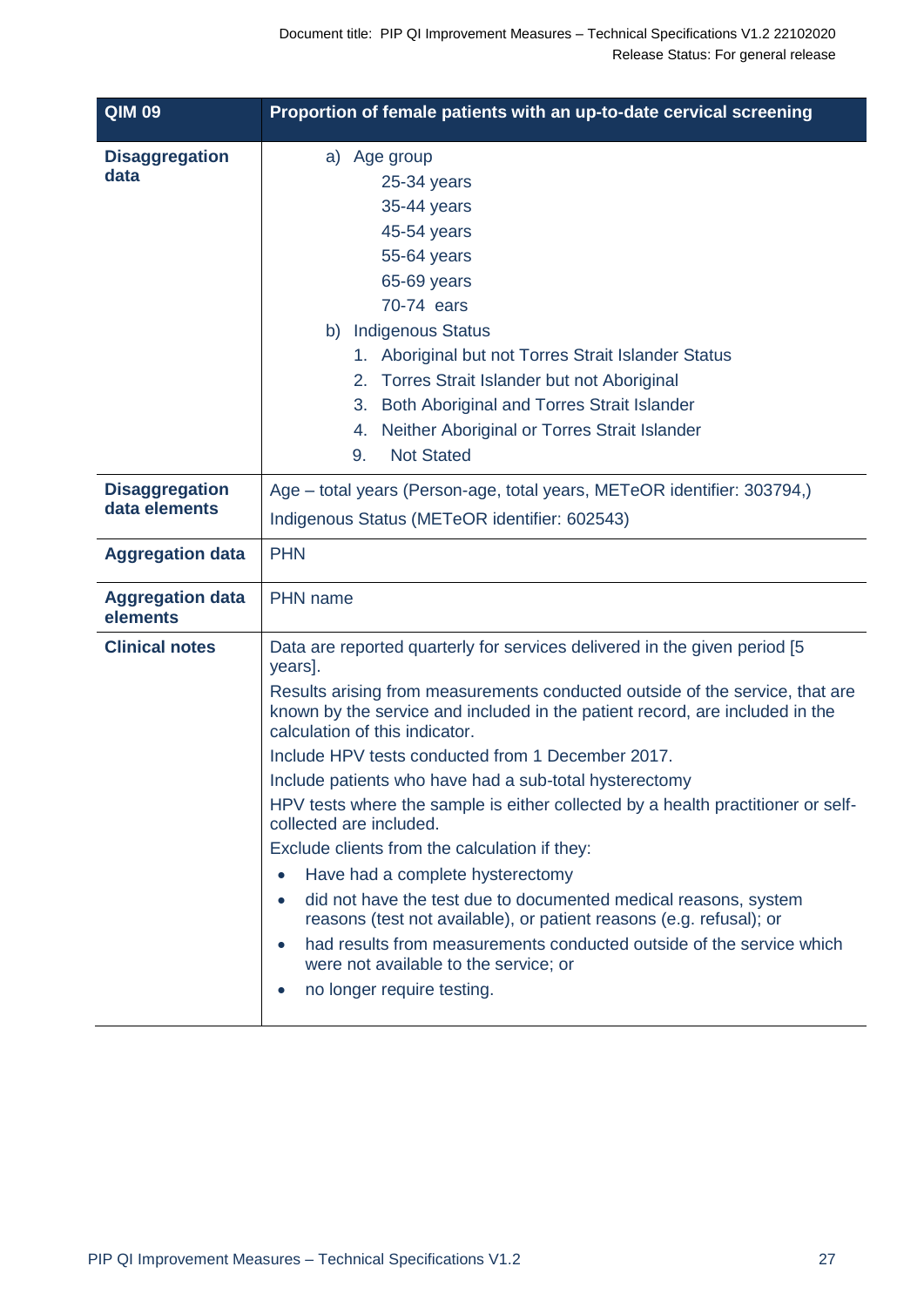| QIM 09 | Proportion of female patients with an up-to-date cervical screening |
|---|---|
| **Disaggregation data** | a) Age group<br>25-34 years<br>35-44 years<br>45-54 years<br>55-64 years<br>65-69 years<br>70-74 ears<br>b) Indigenous Status<br>1. Aboriginal but not Torres Strait Islander Status<br>2. Torres Strait Islander but not Aboriginal<br>3. Both Aboriginal and Torres Strait Islander<br>4. Neither Aboriginal or Torres Strait Islander<br>9. Not Stated |
| **Disaggregation data elements** | Age – total years (Person-age, total years, METeOR identifier: 303794,)<br>Indigenous Status (METeOR identifier: 602543) |
| **Aggregation data** | PHN |
| **Aggregation data elements** | PHN name |
| **Clinical notes** | Data are reported quarterly for services delivered in the given period [5 years].<br>Results arising from measurements conducted outside of the service, that are known by the service and included in the patient record, are included in the calculation of this indicator.<br>Include HPV tests conducted from 1 December 2017.<br>Include patients who have had a sub-total hysterectomy<br>HPV tests where the sample is either collected by a health practitioner or self-collected are included.<br>Exclude clients from the calculation if they:<br>• Have had a complete hysterectomy<br>• did not have the test due to documented medical reasons, system reasons (test not available), or patient reasons (e.g. refusal); or<br>• had results from measurements conducted outside of the service which were not available to the service; or<br>• no longer require testing. |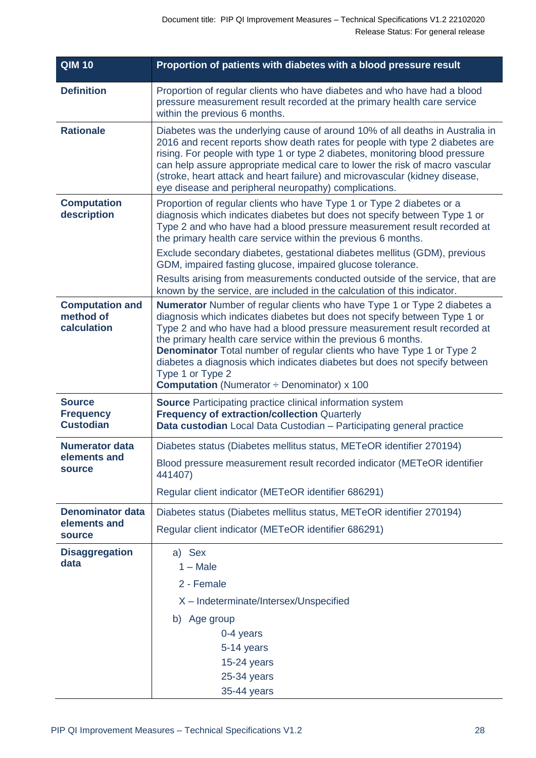| QIM 10 | Proportion of patients with diabetes with a blood pressure result |
|---|---|
| **Definition** | Proportion of regular clients who have diabetes and who have had a blood pressure measurement result recorded at the primary health care service within the previous 6 months. |
| **Rationale** | Diabetes was the underlying cause of around 10% of all deaths in Australia in 2016 and recent reports show death rates for people with type 2 diabetes are rising. For people with type 1 or type 2 diabetes, monitoring blood pressure can help assure appropriate medical care to lower the risk of macro vascular (stroke, heart attack and heart failure) and microvascular (kidney disease, eye disease and peripheral neuropathy) complications. |
| **Computation description** | Proportion of regular clients who have Type 1 or Type 2 diabetes or a diagnosis which indicates diabetes but does not specify between Type 1 or Type 2 and who have had a blood pressure measurement result recorded at the primary health care service within the previous 6 months.<br><br>Exclude secondary diabetes, gestational diabetes mellitus (GDM), previous GDM, impaired fasting glucose, impaired glucose tolerance.<br><br>Results arising from measurements conducted outside of the service, that are known by the service, are included in the calculation of this indicator. |
| **Computation and method of calculation** | **Numerator** Number of regular clients who have Type 1 or Type 2 diabetes a diagnosis which indicates diabetes but does not specify between Type 1 or Type 2 and who have had a blood pressure measurement result recorded at the primary health care service within the previous 6 months.<br>**Denominator** Total number of regular clients who have Type 1 or Type 2 diabetes a diagnosis which indicates diabetes but does not specify between Type 1 or Type 2<br>**Computation** (Numerator ÷ Denominator) x 100 |
| **Source**<br>**Frequency**<br>**Custodian** | **Source** Participating practice clinical information system<br>**Frequency of extraction/collection** Quarterly<br>**Data custodian** Local Data Custodian – Participating general practice |
| **Numerator data elements and source** | Diabetes status (Diabetes mellitus status, METeOR identifier 270194)<br><br>Blood pressure measurement result recorded indicator (METeOR identifier 441407)<br><br>Regular client indicator (METeOR identifier 686291) |
| **Denominator data elements and source** | Diabetes status (Diabetes mellitus status, METeOR identifier 270194)<br><br>Regular client indicator (METeOR identifier 686291) |
| **Disaggregation data** | a) Sex<br>1 – Male<br>2 - Female<br>X – Indeterminate/Intersex/Unspecified<br><br>b) Age group<br>0-4 years<br>5-14 years<br>15-24 years<br>25-34 years<br>35-44 years |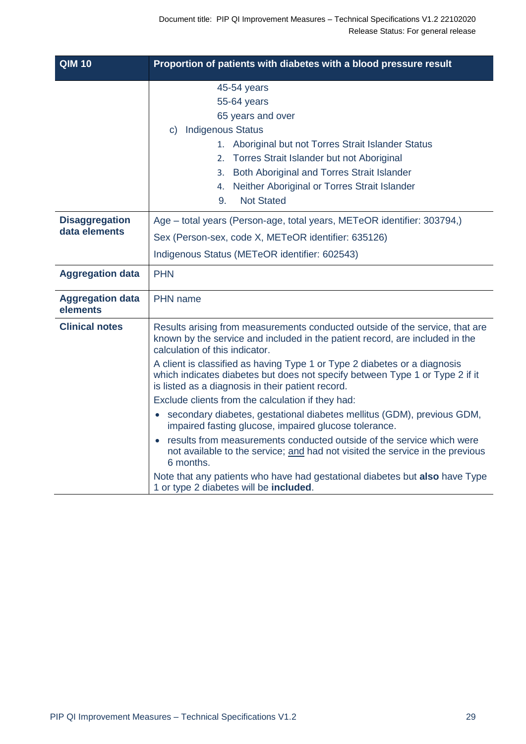| QIM 10 | Proportion of patients with diabetes with a blood pressure result |
|---|---|
| | 45-54 years<br>55-64 years<br>65 years and over<br>c) Indigenous Status<br>1. Aboriginal but not Torres Strait Islander Status<br>2. Torres Strait Islander but not Aboriginal<br>3. Both Aboriginal and Torres Strait Islander<br>4. Neither Aboriginal or Torres Strait Islander<br>9. Not Stated |
| **Disaggregation data elements** | Age – total years (Person-age, total years, METeOR identifier: 303794,)<br>Sex (Person-sex, code X, METeOR identifier: 635126)<br>Indigenous Status (METeOR identifier: 602543) |
| **Aggregation data** | PHN |
| **Aggregation data elements** | PHN name |
| **Clinical notes** | Results arising from measurements conducted outside of the service, that are known by the service and included in the patient record, are included in the calculation of this indicator.<br>A client is classified as having Type 1 or Type 2 diabetes or a diagnosis which indicates diabetes but does not specify between Type 1 or Type 2 if it is listed as a diagnosis in their patient record.<br>Exclude clients from the calculation if they had:<br>• secondary diabetes, gestational diabetes mellitus (GDM), previous GDM, impaired fasting glucose, impaired glucose tolerance.<br>• results from measurements conducted outside of the service which were not available to the service; and had not visited the service in the previous 6 months.<br>Note that any patients who have had gestational diabetes but **also** have Type 1 or type 2 diabetes will be **included**. |